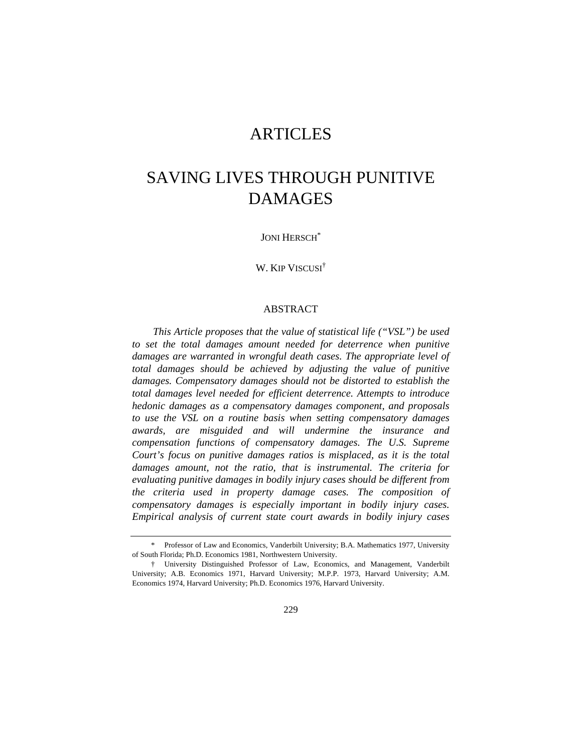# ARTICLES

# SAVING LIVES THROUGH PUNITIVE DAMAGES

JONI HERSCH*

W. KIP VISCUSI†

## ABSTRACT

*This Article proposes that the value of statistical life ("VSL") be used to set the total damages amount needed for deterrence when punitive damages are warranted in wrongful death cases. The appropriate level of total damages should be achieved by adjusting the value of punitive damages. Compensatory damages should not be distorted to establish the total damages level needed for efficient deterrence. Attempts to introduce hedonic damages as a compensatory damages component, and proposals to use the VSL on a routine basis when setting compensatory damages awards, are misguided and will undermine the insurance and compensation functions of compensatory damages. The U.S. Supreme Court's focus on punitive damages ratios is misplaced, as it is the total damages amount, not the ratio, that is instrumental. The criteria for evaluating punitive damages in bodily injury cases should be different from the criteria used in property damage cases. The composition of compensatory damages is especially important in bodily injury cases. Empirical analysis of current state court awards in bodily injury cases*

---

\* Professor of Law and Economics, Vanderbilt University; B.A. Mathematics 1977, University of South Florida; Ph.D. Economics 1981, Northwestern University.

† University Distinguished Professor of Law, Economics, and Management, Vanderbilt University; A.B. Economics 1971, Harvard University; M.P.P. 1973, Harvard University; A.M. Economics 1974, Harvard University; Ph.D. Economics 1976, Harvard University.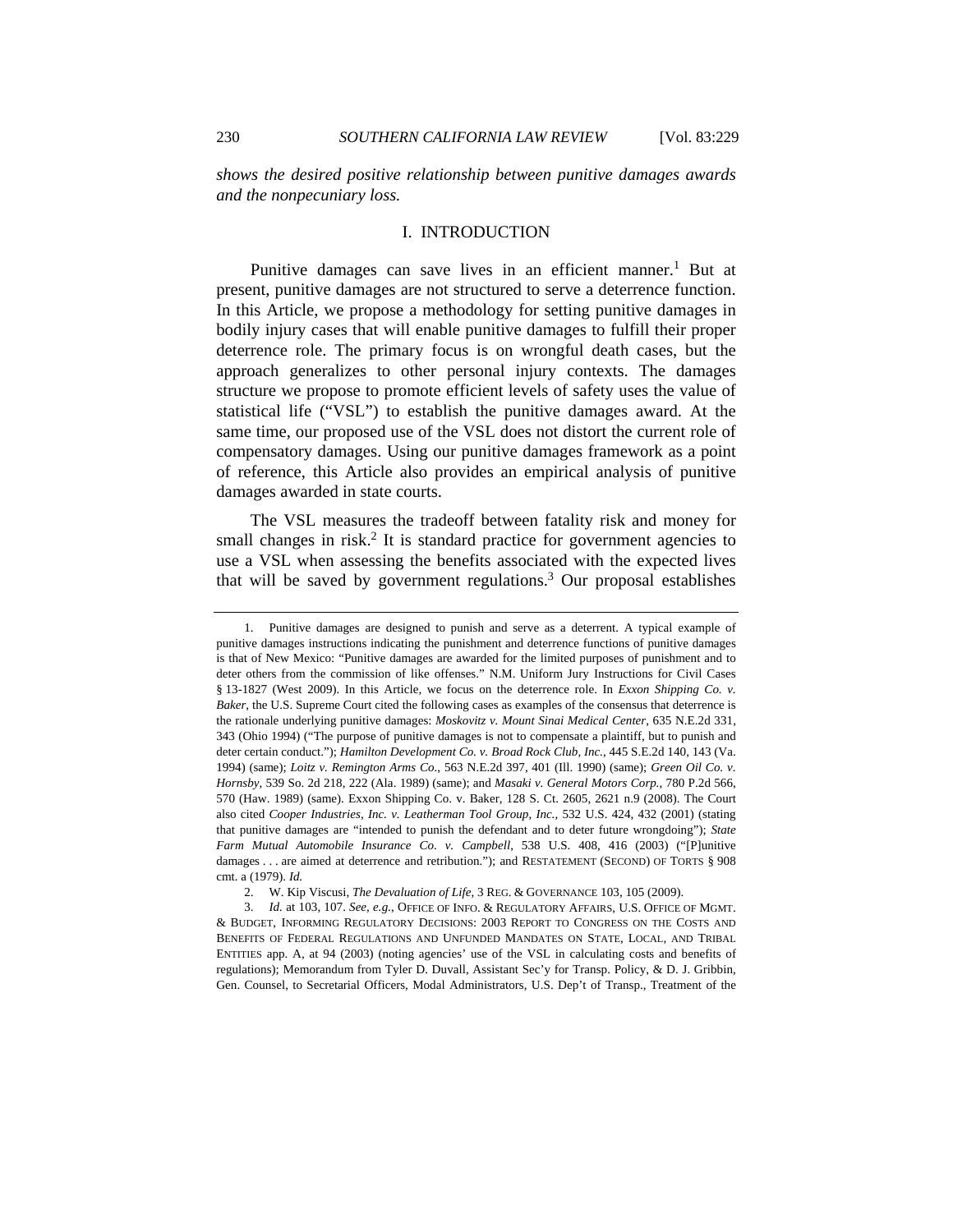*shows the desired positive relationship between punitive damages awards and the nonpecuniary loss.*

## I. INTRODUCTION

Punitive damages can save lives in an efficient manner.[1] But at present, punitive damages are not structured to serve a deterrence function. In this Article, we propose a methodology for setting punitive damages in bodily injury cases that will enable punitive damages to fulfill their proper deterrence role. The primary focus is on wrongful death cases, but the approach generalizes to other personal injury contexts. The damages structure we propose to promote efficient levels of safety uses the value of statistical life ("VSL") to establish the punitive damages award. At the same time, our proposed use of the VSL does not distort the current role of compensatory damages. Using our punitive damages framework as a point of reference, this Article also provides an empirical analysis of punitive damages awarded in state courts.

The VSL measures the tradeoff between fatality risk and money for small changes in risk.[2] It is standard practice for government agencies to use a VSL when assessing the benefits associated with the expected lives that will be saved by government regulations.[3] Our proposal establishes

---

1. Punitive damages are designed to punish and serve as a deterrent. A typical example of punitive damages instructions indicating the punishment and deterrence functions of punitive damages is that of New Mexico: "Punitive damages are awarded for the limited purposes of punishment and to deter others from the commission of like offenses." N.M. Uniform Jury Instructions for Civil Cases § 13-1827 (West 2009). In this Article, we focus on the deterrence role. In *Exxon Shipping Co. v. Baker*, the U.S. Supreme Court cited the following cases as examples of the consensus that deterrence is the rationale underlying punitive damages: *Moskovitz v. Mount Sinai Medical Center*, 635 N.E.2d 331, 343 (Ohio 1994) ("The purpose of punitive damages is not to compensate a plaintiff, but to punish and deter certain conduct."); *Hamilton Development Co. v. Broad Rock Club, Inc.*, 445 S.E.2d 140, 143 (Va. 1994) (same); *Loitz v. Remington Arms Co.*, 563 N.E.2d 397, 401 (Ill. 1990) (same); *Green Oil Co. v. Hornsby*, 539 So. 2d 218, 222 (Ala. 1989) (same); and *Masaki v. General Motors Corp.*, 780 P.2d 566, 570 (Haw. 1989) (same). Exxon Shipping Co. v. Baker, 128 S. Ct. 2605, 2621 n.9 (2008). The Court also cited *Cooper Industries, Inc. v. Leatherman Tool Group, Inc.*, 532 U.S. 424, 432 (2001) (stating that punitive damages are "intended to punish the defendant and to deter future wrongdoing"); *State Farm Mutual Automobile Insurance Co. v. Campbell*, 538 U.S. 408, 416 (2003) ("[P]unitive damages . . . are aimed at deterrence and retribution."); and RESTATEMENT (SECOND) OF TORTS § 908 cmt. a (1979). *Id.*

2. W. Kip Viscusi, *The Devaluation of Life*, 3 REG. & GOVERNANCE 103, 105 (2009).

3. *Id.* at 103, 107. *See, e.g.*, OFFICE OF INFO. & REGULATORY AFFAIRS, U.S. OFFICE OF MGMT. & BUDGET, INFORMING REGULATORY DECISIONS: 2003 REPORT TO CONGRESS ON THE COSTS AND BENEFITS OF FEDERAL REGULATIONS AND UNFUNDED MANDATES ON STATE, LOCAL, AND TRIBAL ENTITIES app. A, at 94 (2003) (noting agencies' use of the VSL in calculating costs and benefits of regulations); Memorandum from Tyler D. Duvall, Assistant Sec'y for Transp. Policy, & D. J. Gribbin, Gen. Counsel, to Secretarial Officers, Modal Administrators, U.S. Dep't of Transp., Treatment of the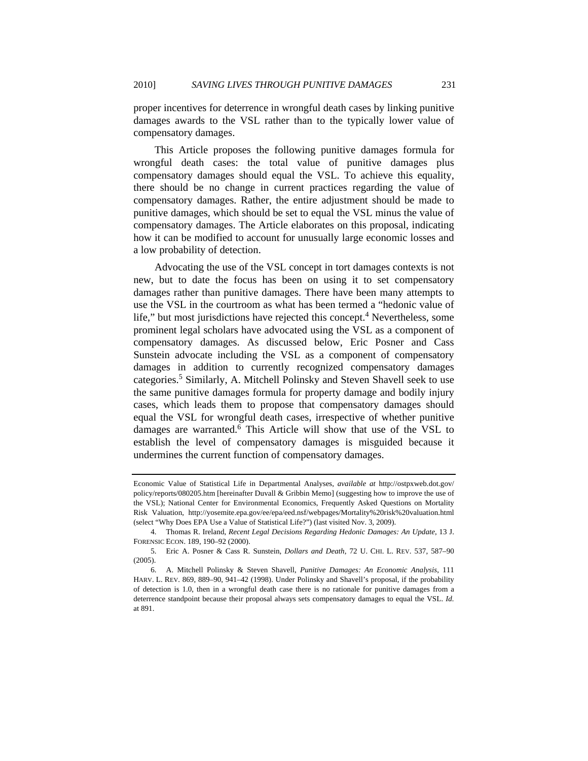proper incentives for deterrence in wrongful death cases by linking punitive damages awards to the VSL rather than to the typically lower value of compensatory damages.

This Article proposes the following punitive damages formula for wrongful death cases: the total value of punitive damages plus compensatory damages should equal the VSL. To achieve this equality, there should be no change in current practices regarding the value of compensatory damages. Rather, the entire adjustment should be made to punitive damages, which should be set to equal the VSL minus the value of compensatory damages. The Article elaborates on this proposal, indicating how it can be modified to account for unusually large economic losses and a low probability of detection.

Advocating the use of the VSL concept in tort damages contexts is not new, but to date the focus has been on using it to set compensatory damages rather than punitive damages. There have been many attempts to use the VSL in the courtroom as what has been termed a "hedonic value of life," but most jurisdictions have rejected this concept.[4] Nevertheless, some prominent legal scholars have advocated using the VSL as a component of compensatory damages. As discussed below, Eric Posner and Cass Sunstein advocate including the VSL as a component of compensatory damages in addition to currently recognized compensatory damages categories.[5] Similarly, A. Mitchell Polinsky and Steven Shavell seek to use the same punitive damages formula for property damage and bodily injury cases, which leads them to propose that compensatory damages should equal the VSL for wrongful death cases, irrespective of whether punitive damages are warranted.[6] This Article will show that use of the VSL to establish the level of compensatory damages is misguided because it undermines the current function of compensatory damages.

---

Economic Value of Statistical Life in Departmental Analyses, *available at* http://ostpxweb.dot.gov/policy/reports/080205.htm [hereinafter Duvall & Gribbin Memo] (suggesting how to improve the use of the VSL); National Center for Environmental Economics, Frequently Asked Questions on Mortality Risk Valuation, http://yosemite.epa.gov/ee/epa/eed.nsf/webpages/Mortality%20risk%20valuation.html (select "Why Does EPA Use a Value of Statistical Life?") (last visited Nov. 3, 2009).

4. Thomas R. Ireland, *Recent Legal Decisions Regarding Hedonic Damages: An Update*, 13 J. FORENSIC ECON. 189, 190–92 (2000).

5. Eric A. Posner & Cass R. Sunstein, *Dollars and Death*, 72 U. CHI. L. REV. 537, 587–90 (2005).

6. A. Mitchell Polinsky & Steven Shavell, *Punitive Damages: An Economic Analysis*, 111 HARV. L. REV. 869, 889–90, 941–42 (1998). Under Polinsky and Shavell's proposal, if the probability of detection is 1.0, then in a wrongful death case there is no rationale for punitive damages from a deterrence standpoint because their proposal always sets compensatory damages to equal the VSL. *Id.* at 891.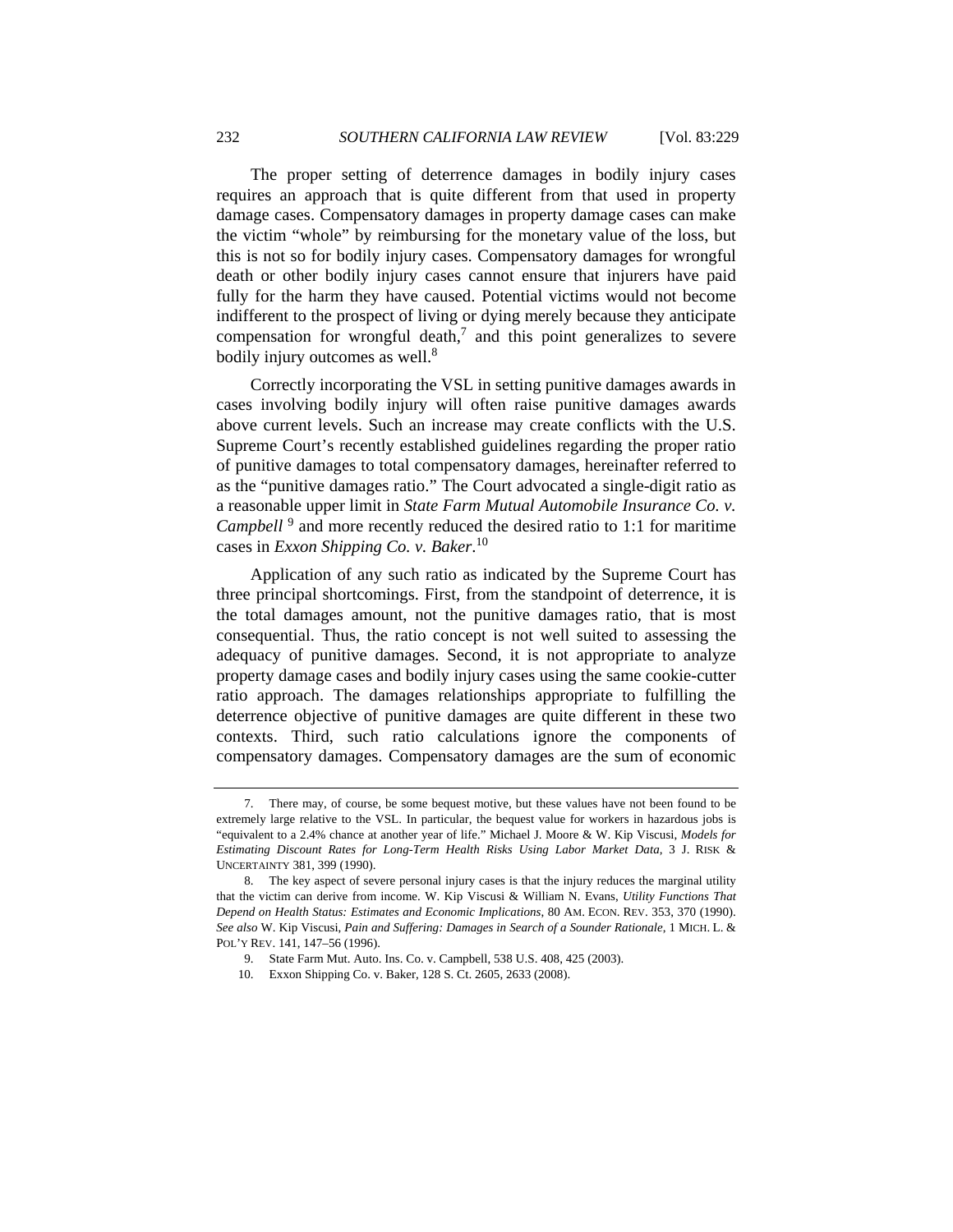The proper setting of deterrence damages in bodily injury cases requires an approach that is quite different from that used in property damage cases. Compensatory damages in property damage cases can make the victim "whole" by reimbursing for the monetary value of the loss, but this is not so for bodily injury cases. Compensatory damages for wrongful death or other bodily injury cases cannot ensure that injurers have paid fully for the harm they have caused. Potential victims would not become indifferent to the prospect of living or dying merely because they anticipate compensation for wrongful death,[7] and this point generalizes to severe bodily injury outcomes as well.[8]

Correctly incorporating the VSL in setting punitive damages awards in cases involving bodily injury will often raise punitive damages awards above current levels. Such an increase may create conflicts with the U.S. Supreme Court's recently established guidelines regarding the proper ratio of punitive damages to total compensatory damages, hereinafter referred to as the "punitive damages ratio." The Court advocated a single-digit ratio as a reasonable upper limit in *State Farm Mutual Automobile Insurance Co. v. Campbell* [9] and more recently reduced the desired ratio to 1:1 for maritime cases in *Exxon Shipping Co. v. Baker*.[10]

Application of any such ratio as indicated by the Supreme Court has three principal shortcomings. First, from the standpoint of deterrence, it is the total damages amount, not the punitive damages ratio, that is most consequential. Thus, the ratio concept is not well suited to assessing the adequacy of punitive damages. Second, it is not appropriate to analyze property damage cases and bodily injury cases using the same cookie-cutter ratio approach. The damages relationships appropriate to fulfilling the deterrence objective of punitive damages are quite different in these two contexts. Third, such ratio calculations ignore the components of compensatory damages. Compensatory damages are the sum of economic

---

7. There may, of course, be some bequest motive, but these values have not been found to be extremely large relative to the VSL. In particular, the bequest value for workers in hazardous jobs is "equivalent to a 2.4% chance at another year of life." Michael J. Moore & W. Kip Viscusi, *Models for Estimating Discount Rates for Long-Term Health Risks Using Labor Market Data*, 3 J. RISK & UNCERTAINTY 381, 399 (1990).

8. The key aspect of severe personal injury cases is that the injury reduces the marginal utility that the victim can derive from income. W. Kip Viscusi & William N. Evans, *Utility Functions That Depend on Health Status: Estimates and Economic Implications*, 80 AM. ECON. REV. 353, 370 (1990). *See also* W. Kip Viscusi, *Pain and Suffering: Damages in Search of a Sounder Rationale*, 1 MICH. L. & POL'Y REV. 141, 147–56 (1996).

9. State Farm Mut. Auto. Ins. Co. v. Campbell, 538 U.S. 408, 425 (2003).

10. Exxon Shipping Co. v. Baker, 128 S. Ct. 2605, 2633 (2008).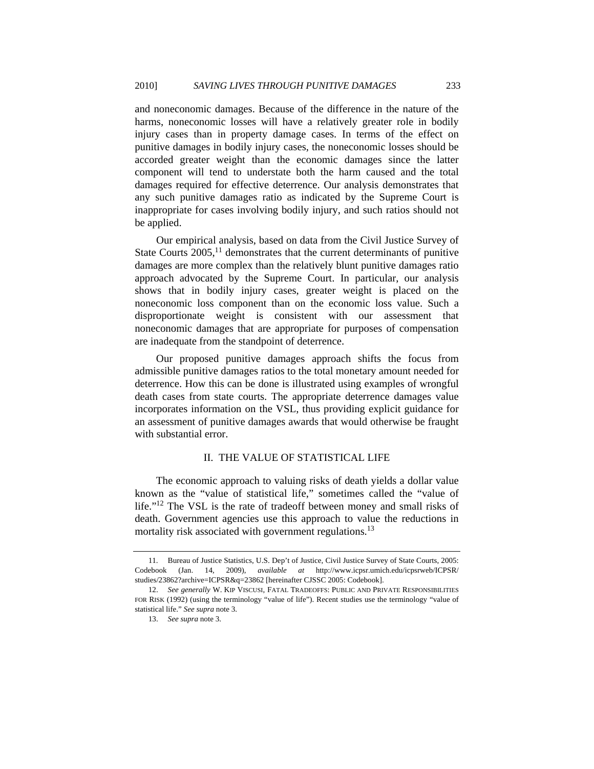and noneconomic damages. Because of the difference in the nature of the harms, noneconomic losses will have a relatively greater role in bodily injury cases than in property damage cases. In terms of the effect on punitive damages in bodily injury cases, the noneconomic losses should be accorded greater weight than the economic damages since the latter component will tend to understate both the harm caused and the total damages required for effective deterrence. Our analysis demonstrates that any such punitive damages ratio as indicated by the Supreme Court is inappropriate for cases involving bodily injury, and such ratios should not be applied.

Our empirical analysis, based on data from the Civil Justice Survey of State Courts 2005,[11] demonstrates that the current determinants of punitive damages are more complex than the relatively blunt punitive damages ratio approach advocated by the Supreme Court. In particular, our analysis shows that in bodily injury cases, greater weight is placed on the noneconomic loss component than on the economic loss value. Such a disproportionate weight is consistent with our assessment that noneconomic damages that are appropriate for purposes of compensation are inadequate from the standpoint of deterrence.

Our proposed punitive damages approach shifts the focus from admissible punitive damages ratios to the total monetary amount needed for deterrence. How this can be done is illustrated using examples of wrongful death cases from state courts. The appropriate deterrence damages value incorporates information on the VSL, thus providing explicit guidance for an assessment of punitive damages awards that would otherwise be fraught with substantial error.

## II. THE VALUE OF STATISTICAL LIFE

The economic approach to valuing risks of death yields a dollar value known as the "value of statistical life," sometimes called the "value of life."[12] The VSL is the rate of tradeoff between money and small risks of death. Government agencies use this approach to value the reductions in mortality risk associated with government regulations.[13]

---

11. Bureau of Justice Statistics, U.S. Dep't of Justice, Civil Justice Survey of State Courts, 2005: Codebook (Jan. 14, 2009), *available at* http://www.icpsr.umich.edu/icpsrweb/ICPSR/studies/23862?archive=ICPSR&q=23862 [hereinafter CJSSC 2005: Codebook].

12. *See generally* W. KIP VISCUSI, FATAL TRADEOFFS: PUBLIC AND PRIVATE RESPONSIBILITIES FOR RISK (1992) (using the terminology "value of life"). Recent studies use the terminology "value of statistical life." *See supra* note 3.

13. *See supra* note 3.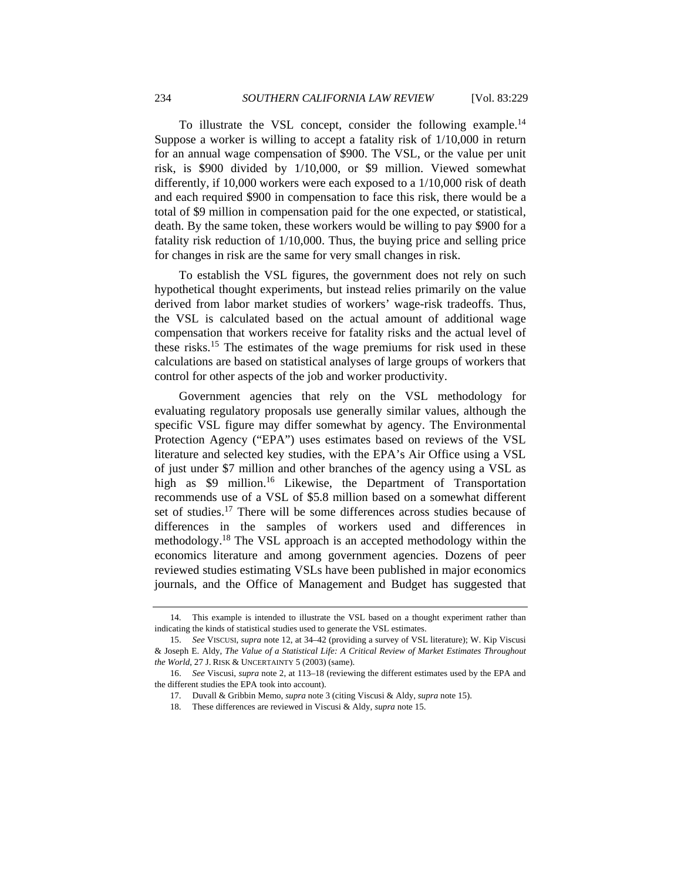To illustrate the VSL concept, consider the following example.[14] Suppose a worker is willing to accept a fatality risk of 1/10,000 in return for an annual wage compensation of $900. The VSL, or the value per unit risk, is $900 divided by 1/10,000, or $9 million. Viewed somewhat differently, if 10,000 workers were each exposed to a 1/10,000 risk of death and each required $900 in compensation to face this risk, there would be a total of $9 million in compensation paid for the one expected, or statistical, death. By the same token, these workers would be willing to pay $900 for a fatality risk reduction of 1/10,000. Thus, the buying price and selling price for changes in risk are the same for very small changes in risk.

To establish the VSL figures, the government does not rely on such hypothetical thought experiments, but instead relies primarily on the value derived from labor market studies of workers' wage-risk tradeoffs. Thus, the VSL is calculated based on the actual amount of additional wage compensation that workers receive for fatality risks and the actual level of these risks.[15] The estimates of the wage premiums for risk used in these calculations are based on statistical analyses of large groups of workers that control for other aspects of the job and worker productivity.

Government agencies that rely on the VSL methodology for evaluating regulatory proposals use generally similar values, although the specific VSL figure may differ somewhat by agency. The Environmental Protection Agency ("EPA") uses estimates based on reviews of the VSL literature and selected key studies, with the EPA's Air Office using a VSL of just under $7 million and other branches of the agency using a VSL as high as $9 million.[16] Likewise, the Department of Transportation recommends use of a VSL of $5.8 million based on a somewhat different set of studies.[17] There will be some differences across studies because of differences in the samples of workers used and differences in methodology.[18] The VSL approach is an accepted methodology within the economics literature and among government agencies. Dozens of peer reviewed studies estimating VSLs have been published in major economics journals, and the Office of Management and Budget has suggested that

---

14. This example is intended to illustrate the VSL based on a thought experiment rather than indicating the kinds of statistical studies used to generate the VSL estimates.

15. *See* VISCUSI, *supra* note 12, at 34–42 (providing a survey of VSL literature); W. Kip Viscusi & Joseph E. Aldy, *The Value of a Statistical Life: A Critical Review of Market Estimates Throughout the World*, 27 J. RISK & UNCERTAINTY 5 (2003) (same).

16. *See* Viscusi, *supra* note 2, at 113–18 (reviewing the different estimates used by the EPA and the different studies the EPA took into account).

17. Duvall & Gribbin Memo, *supra* note 3 (citing Viscusi & Aldy, *supra* note 15).

18. These differences are reviewed in Viscusi & Aldy, *supra* note 15.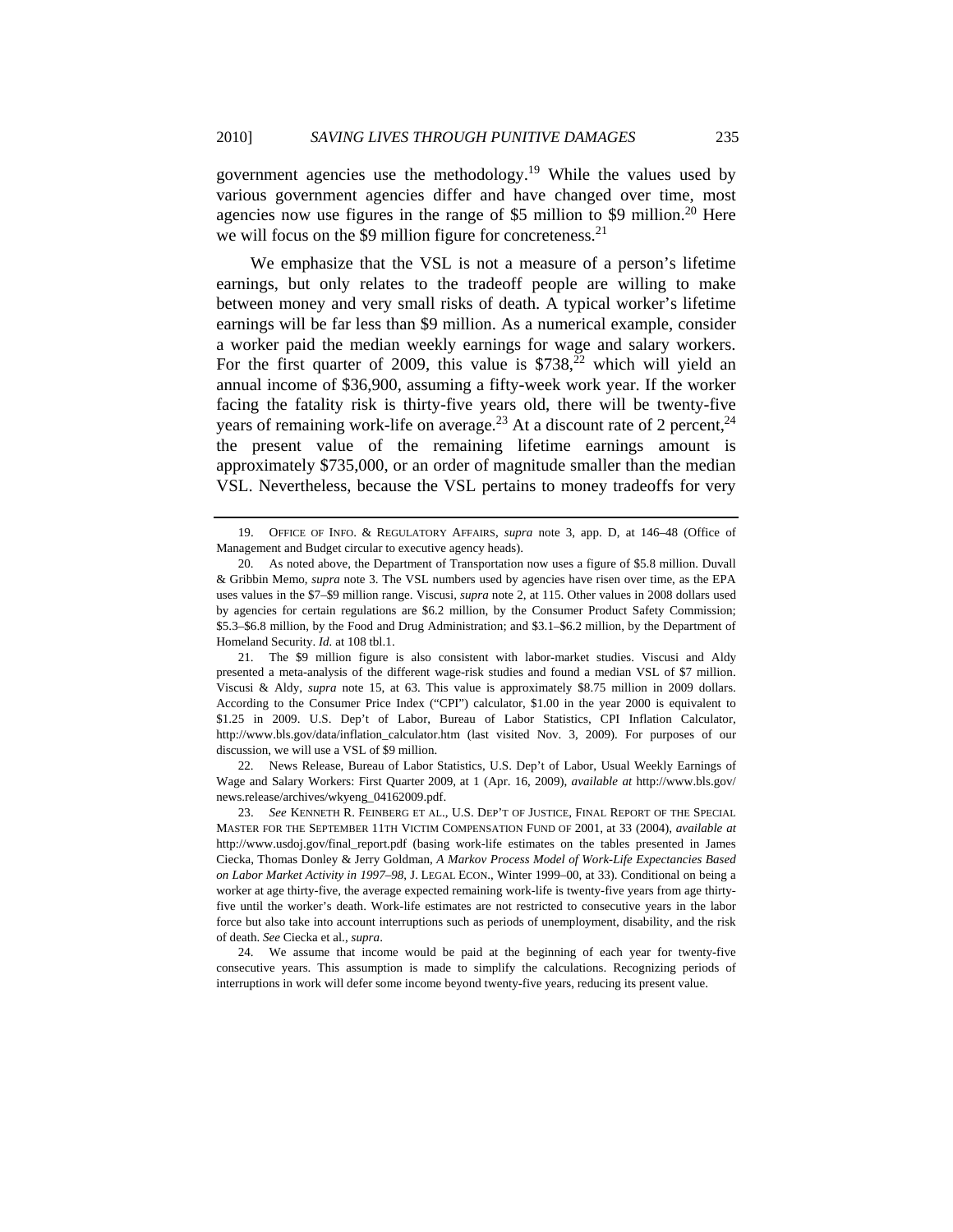government agencies use the methodology.[19] While the values used by various government agencies differ and have changed over time, most agencies now use figures in the range of $5 million to $9 million.[20] Here we will focus on the $9 million figure for concreteness.[21]

We emphasize that the VSL is not a measure of a person's lifetime earnings, but only relates to the tradeoff people are willing to make between money and very small risks of death. A typical worker's lifetime earnings will be far less than $9 million. As a numerical example, consider a worker paid the median weekly earnings for wage and salary workers. For the first quarter of 2009, this value is $738,[22] which will yield an annual income of $36,900, assuming a fifty-week work year. If the worker facing the fatality risk is thirty-five years old, there will be twenty-five years of remaining work-life on average.[23] At a discount rate of 2 percent,[24] the present value of the remaining lifetime earnings amount is approximately $735,000, or an order of magnitude smaller than the median VSL. Nevertheless, because the VSL pertains to money tradeoffs for very

---

19. OFFICE OF INFO. & REGULATORY AFFAIRS, *supra* note 3, app. D, at 146–48 (Office of Management and Budget circular to executive agency heads).

20. As noted above, the Department of Transportation now uses a figure of $5.8 million. Duvall & Gribbin Memo, *supra* note 3. The VSL numbers used by agencies have risen over time, as the EPA uses values in the $7–$9 million range. Viscusi, *supra* note 2, at 115. Other values in 2008 dollars used by agencies for certain regulations are $6.2 million, by the Consumer Product Safety Commission; $5.3–$6.8 million, by the Food and Drug Administration; and $3.1–$6.2 million, by the Department of Homeland Security. *Id.* at 108 tbl.1.

21. The $9 million figure is also consistent with labor-market studies. Viscusi and Aldy presented a meta-analysis of the different wage-risk studies and found a median VSL of $7 million. Viscusi & Aldy, *supra* note 15, at 63. This value is approximately $8.75 million in 2009 dollars. According to the Consumer Price Index ("CPI") calculator, $1.00 in the year 2000 is equivalent to $1.25 in 2009. U.S. Dep't of Labor, Bureau of Labor Statistics, CPI Inflation Calculator, http://www.bls.gov/data/inflation_calculator.htm (last visited Nov. 3, 2009). For purposes of our discussion, we will use a VSL of $9 million.

22. News Release, Bureau of Labor Statistics, U.S. Dep't of Labor, Usual Weekly Earnings of Wage and Salary Workers: First Quarter 2009, at 1 (Apr. 16, 2009), *available at* http://www.bls.gov/news.release/archives/wkyeng_04162009.pdf.

23. *See* KENNETH R. FEINBERG ET AL., U.S. DEP'T OF JUSTICE, FINAL REPORT OF THE SPECIAL MASTER FOR THE SEPTEMBER 11TH VICTIM COMPENSATION FUND OF 2001, at 33 (2004), *available at* http://www.usdoj.gov/final_report.pdf (basing work-life estimates on the tables presented in James Ciecka, Thomas Donley & Jerry Goldman, *A Markov Process Model of Work-Life Expectancies Based on Labor Market Activity in 1997–98*, J. LEGAL ECON., Winter 1999–00, at 33). Conditional on being a worker at age thirty-five, the average expected remaining work-life is twenty-five years from age thirty-five until the worker's death. Work-life estimates are not restricted to consecutive years in the labor force but also take into account interruptions such as periods of unemployment, disability, and the risk of death. *See* Ciecka et al., *supra*.

24. We assume that income would be paid at the beginning of each year for twenty-five consecutive years. This assumption is made to simplify the calculations. Recognizing periods of interruptions in work will defer some income beyond twenty-five years, reducing its present value.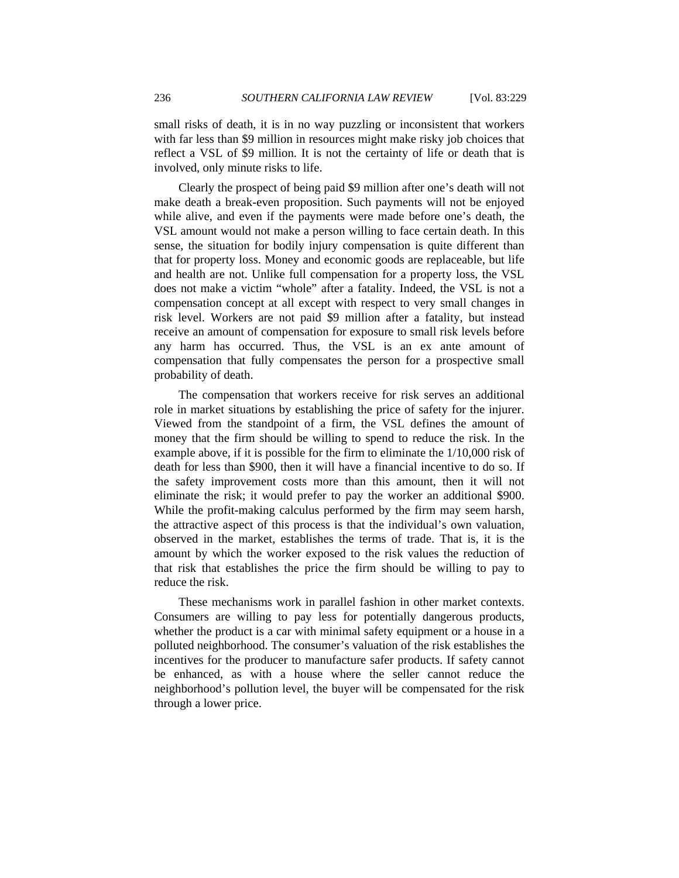small risks of death, it is in no way puzzling or inconsistent that workers with far less than $9 million in resources might make risky job choices that reflect a VSL of $9 million. It is not the certainty of life or death that is involved, only minute risks to life.

Clearly the prospect of being paid $9 million after one's death will not make death a break-even proposition. Such payments will not be enjoyed while alive, and even if the payments were made before one's death, the VSL amount would not make a person willing to face certain death. In this sense, the situation for bodily injury compensation is quite different than that for property loss. Money and economic goods are replaceable, but life and health are not. Unlike full compensation for a property loss, the VSL does not make a victim "whole" after a fatality. Indeed, the VSL is not a compensation concept at all except with respect to very small changes in risk level. Workers are not paid $9 million after a fatality, but instead receive an amount of compensation for exposure to small risk levels before any harm has occurred. Thus, the VSL is an ex ante amount of compensation that fully compensates the person for a prospective small probability of death.

The compensation that workers receive for risk serves an additional role in market situations by establishing the price of safety for the injurer. Viewed from the standpoint of a firm, the VSL defines the amount of money that the firm should be willing to spend to reduce the risk. In the example above, if it is possible for the firm to eliminate the 1/10,000 risk of death for less than $900, then it will have a financial incentive to do so. If the safety improvement costs more than this amount, then it will not eliminate the risk; it would prefer to pay the worker an additional $900. While the profit-making calculus performed by the firm may seem harsh, the attractive aspect of this process is that the individual's own valuation, observed in the market, establishes the terms of trade. That is, it is the amount by which the worker exposed to the risk values the reduction of that risk that establishes the price the firm should be willing to pay to reduce the risk.

These mechanisms work in parallel fashion in other market contexts. Consumers are willing to pay less for potentially dangerous products, whether the product is a car with minimal safety equipment or a house in a polluted neighborhood. The consumer's valuation of the risk establishes the incentives for the producer to manufacture safer products. If safety cannot be enhanced, as with a house where the seller cannot reduce the neighborhood's pollution level, the buyer will be compensated for the risk through a lower price.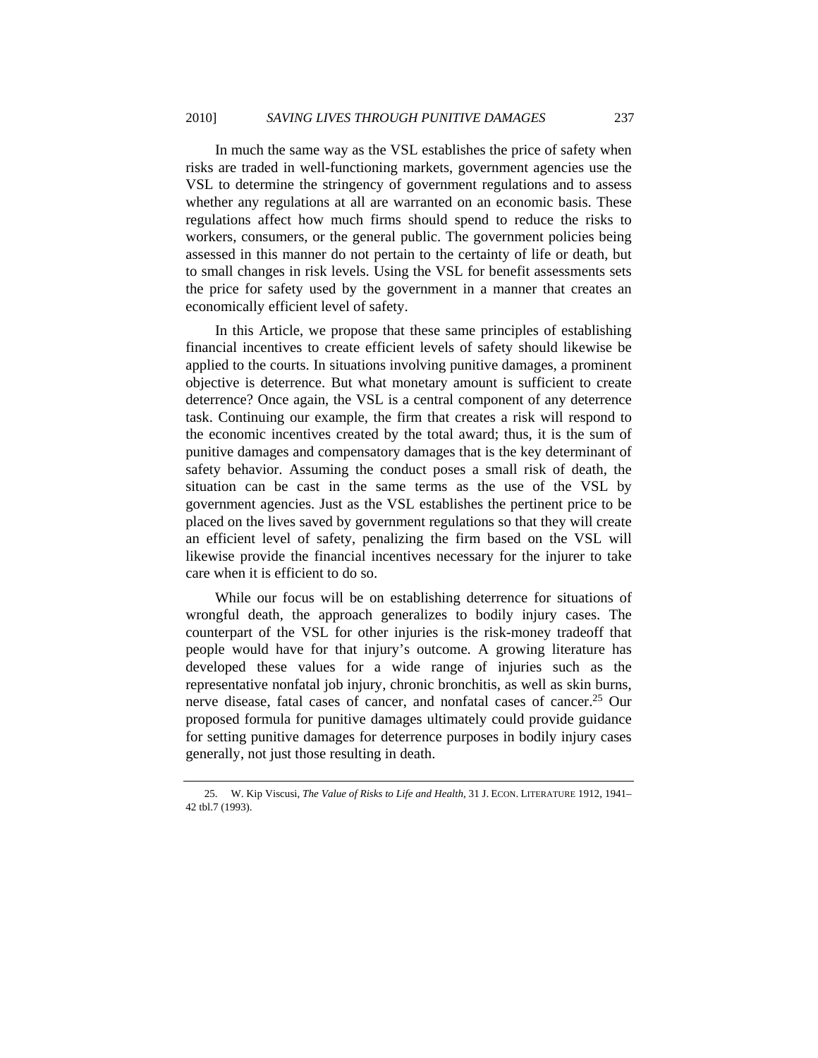In much the same way as the VSL establishes the price of safety when risks are traded in well-functioning markets, government agencies use the VSL to determine the stringency of government regulations and to assess whether any regulations at all are warranted on an economic basis. These regulations affect how much firms should spend to reduce the risks to workers, consumers, or the general public. The government policies being assessed in this manner do not pertain to the certainty of life or death, but to small changes in risk levels. Using the VSL for benefit assessments sets the price for safety used by the government in a manner that creates an economically efficient level of safety.

In this Article, we propose that these same principles of establishing financial incentives to create efficient levels of safety should likewise be applied to the courts. In situations involving punitive damages, a prominent objective is deterrence. But what monetary amount is sufficient to create deterrence? Once again, the VSL is a central component of any deterrence task. Continuing our example, the firm that creates a risk will respond to the economic incentives created by the total award; thus, it is the sum of punitive damages and compensatory damages that is the key determinant of safety behavior. Assuming the conduct poses a small risk of death, the situation can be cast in the same terms as the use of the VSL by government agencies. Just as the VSL establishes the pertinent price to be placed on the lives saved by government regulations so that they will create an efficient level of safety, penalizing the firm based on the VSL will likewise provide the financial incentives necessary for the injurer to take care when it is efficient to do so.

While our focus will be on establishing deterrence for situations of wrongful death, the approach generalizes to bodily injury cases. The counterpart of the VSL for other injuries is the risk-money tradeoff that people would have for that injury's outcome. A growing literature has developed these values for a wide range of injuries such as the representative nonfatal job injury, chronic bronchitis, as well as skin burns, nerve disease, fatal cases of cancer, and nonfatal cases of cancer.[25] Our proposed formula for punitive damages ultimately could provide guidance for setting punitive damages for deterrence purposes in bodily injury cases generally, not just those resulting in death.

---

25. W. Kip Viscusi, *The Value of Risks to Life and Health*, 31 J. ECON. LITERATURE 1912, 1941–42 tbl.7 (1993).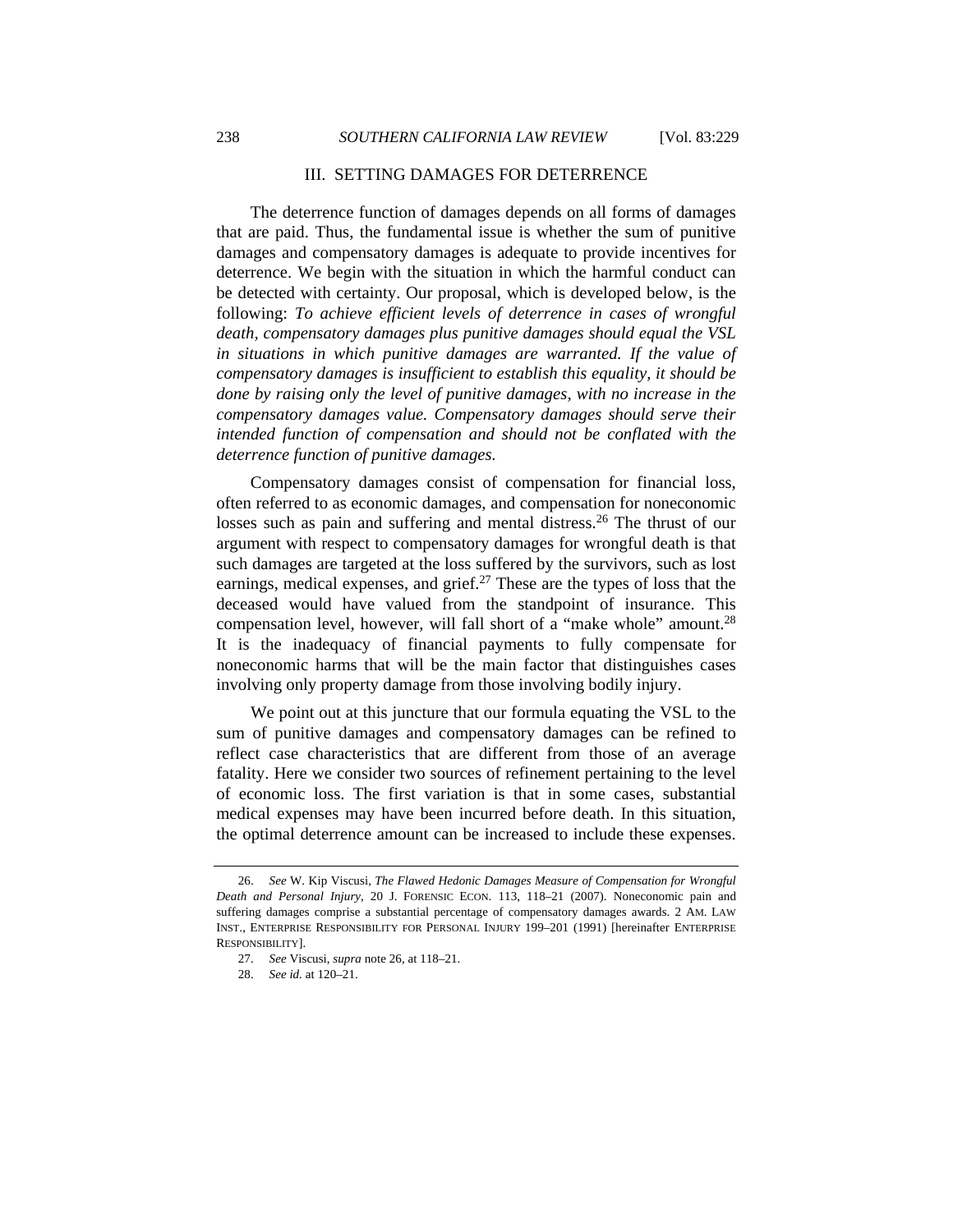## III. SETTING DAMAGES FOR DETERRENCE

The deterrence function of damages depends on all forms of damages that are paid. Thus, the fundamental issue is whether the sum of punitive damages and compensatory damages is adequate to provide incentives for deterrence. We begin with the situation in which the harmful conduct can be detected with certainty. Our proposal, which is developed below, is the following: *To achieve efficient levels of deterrence in cases of wrongful death, compensatory damages plus punitive damages should equal the VSL in situations in which punitive damages are warranted. If the value of compensatory damages is insufficient to establish this equality, it should be done by raising only the level of punitive damages, with no increase in the compensatory damages value. Compensatory damages should serve their intended function of compensation and should not be conflated with the deterrence function of punitive damages.*

Compensatory damages consist of compensation for financial loss, often referred to as economic damages, and compensation for noneconomic losses such as pain and suffering and mental distress.[26] The thrust of our argument with respect to compensatory damages for wrongful death is that such damages are targeted at the loss suffered by the survivors, such as lost earnings, medical expenses, and grief.[27] These are the types of loss that the deceased would have valued from the standpoint of insurance. This compensation level, however, will fall short of a "make whole" amount.[28] It is the inadequacy of financial payments to fully compensate for noneconomic harms that will be the main factor that distinguishes cases involving only property damage from those involving bodily injury.

We point out at this juncture that our formula equating the VSL to the sum of punitive damages and compensatory damages can be refined to reflect case characteristics that are different from those of an average fatality. Here we consider two sources of refinement pertaining to the level of economic loss. The first variation is that in some cases, substantial medical expenses may have been incurred before death. In this situation, the optimal deterrence amount can be increased to include these expenses.

---

26. *See* W. Kip Viscusi, *The Flawed Hedonic Damages Measure of Compensation for Wrongful Death and Personal Injury*, 20 J. FORENSIC ECON. 113, 118–21 (2007). Noneconomic pain and suffering damages comprise a substantial percentage of compensatory damages awards. 2 AM. LAW INST., ENTERPRISE RESPONSIBILITY FOR PERSONAL INJURY 199–201 (1991) [hereinafter ENTERPRISE RESPONSIBILITY].

27. *See* Viscusi, *supra* note 26, at 118–21.

28. *See id.* at 120–21.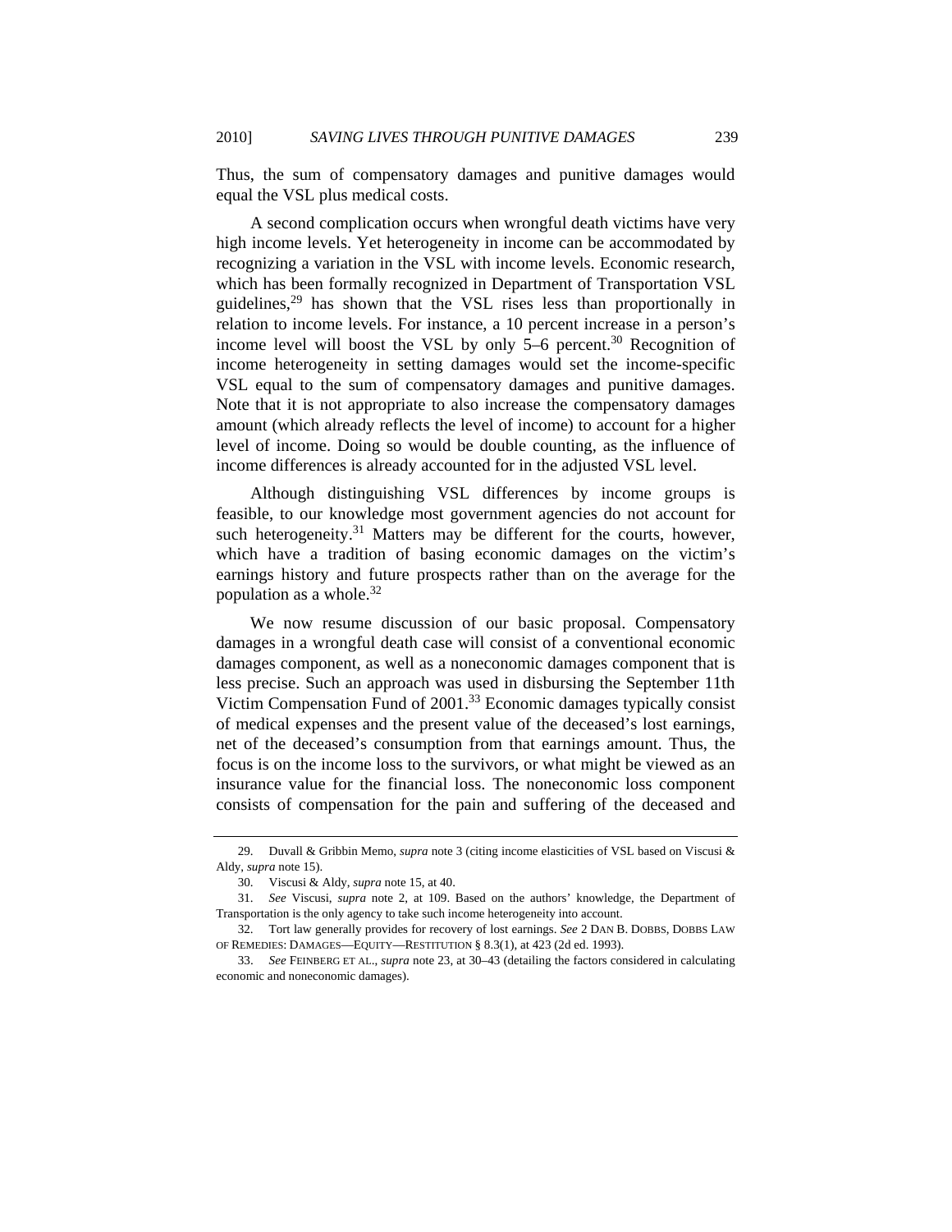Thus, the sum of compensatory damages and punitive damages would equal the VSL plus medical costs.

A second complication occurs when wrongful death victims have very high income levels. Yet heterogeneity in income can be accommodated by recognizing a variation in the VSL with income levels. Economic research, which has been formally recognized in Department of Transportation VSL guidelines,[29] has shown that the VSL rises less than proportionally in relation to income levels. For instance, a 10 percent increase in a person's income level will boost the VSL by only 5–6 percent.[30] Recognition of income heterogeneity in setting damages would set the income-specific VSL equal to the sum of compensatory damages and punitive damages. Note that it is not appropriate to also increase the compensatory damages amount (which already reflects the level of income) to account for a higher level of income. Doing so would be double counting, as the influence of income differences is already accounted for in the adjusted VSL level.

Although distinguishing VSL differences by income groups is feasible, to our knowledge most government agencies do not account for such heterogeneity.[31] Matters may be different for the courts, however, which have a tradition of basing economic damages on the victim's earnings history and future prospects rather than on the average for the population as a whole.[32]

We now resume discussion of our basic proposal. Compensatory damages in a wrongful death case will consist of a conventional economic damages component, as well as a noneconomic damages component that is less precise. Such an approach was used in disbursing the September 11th Victim Compensation Fund of 2001.[33] Economic damages typically consist of medical expenses and the present value of the deceased's lost earnings, net of the deceased's consumption from that earnings amount. Thus, the focus is on the income loss to the survivors, or what might be viewed as an insurance value for the financial loss. The noneconomic loss component consists of compensation for the pain and suffering of the deceased and

---

29. Duvall & Gribbin Memo, *supra* note 3 (citing income elasticities of VSL based on Viscusi & Aldy, *supra* note 15).

30. Viscusi & Aldy, *supra* note 15, at 40.

31. *See* Viscusi, *supra* note 2, at 109. Based on the authors' knowledge, the Department of Transportation is the only agency to take such income heterogeneity into account.

32. Tort law generally provides for recovery of lost earnings. *See* 2 DAN B. DOBBS, DOBBS LAW OF REMEDIES: DAMAGES—EQUITY—RESTITUTION § 8.3(1), at 423 (2d ed. 1993).

33. *See* FEINBERG ET AL., *supra* note 23, at 30–43 (detailing the factors considered in calculating economic and noneconomic damages).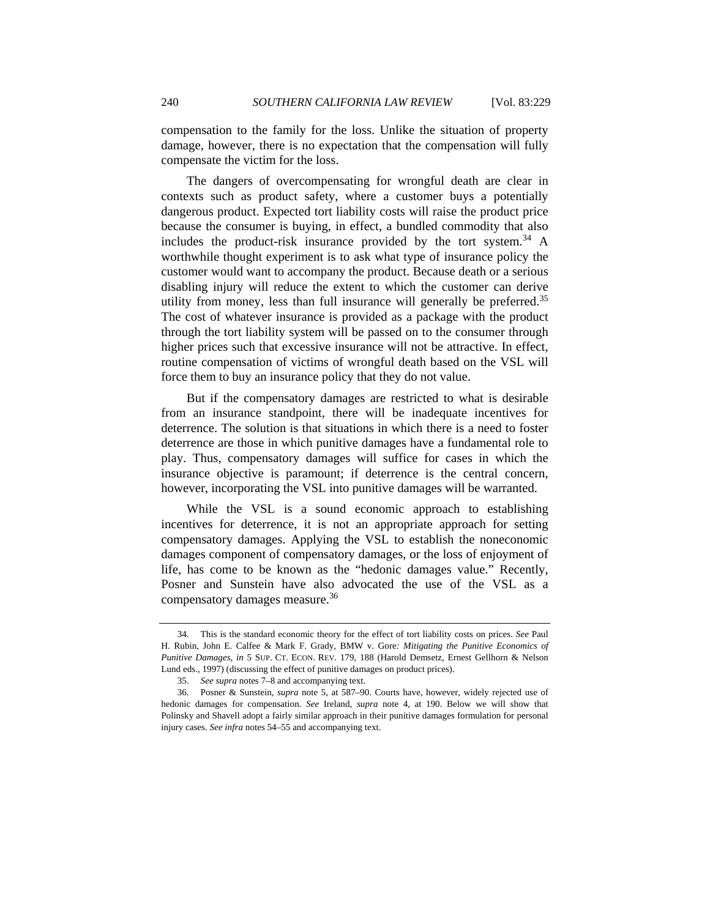compensation to the family for the loss. Unlike the situation of property damage, however, there is no expectation that the compensation will fully compensate the victim for the loss.

The dangers of overcompensating for wrongful death are clear in contexts such as product safety, where a customer buys a potentially dangerous product. Expected tort liability costs will raise the product price because the consumer is buying, in effect, a bundled commodity that also includes the product-risk insurance provided by the tort system.[34] A worthwhile thought experiment is to ask what type of insurance policy the customer would want to accompany the product. Because death or a serious disabling injury will reduce the extent to which the customer can derive utility from money, less than full insurance will generally be preferred.[35] The cost of whatever insurance is provided as a package with the product through the tort liability system will be passed on to the consumer through higher prices such that excessive insurance will not be attractive. In effect, routine compensation of victims of wrongful death based on the VSL will force them to buy an insurance policy that they do not value.

But if the compensatory damages are restricted to what is desirable from an insurance standpoint, there will be inadequate incentives for deterrence. The solution is that situations in which there is a need to foster deterrence are those in which punitive damages have a fundamental role to play. Thus, compensatory damages will suffice for cases in which the insurance objective is paramount; if deterrence is the central concern, however, incorporating the VSL into punitive damages will be warranted.

While the VSL is a sound economic approach to establishing incentives for deterrence, it is not an appropriate approach for setting compensatory damages. Applying the VSL to establish the noneconomic damages component of compensatory damages, or the loss of enjoyment of life, has come to be known as the "hedonic damages value." Recently, Posner and Sunstein have also advocated the use of the VSL as a compensatory damages measure.[36]

---

34. This is the standard economic theory for the effect of tort liability costs on prices. *See* Paul H. Rubin, John E. Calfee & Mark F. Grady, BMW v. Gore*: Mitigating the Punitive Economics of Punitive Damages*, *in* 5 SUP. CT. ECON. REV. 179, 188 (Harold Demsetz, Ernest Gellhorn & Nelson Lund eds., 1997) (discussing the effect of punitive damages on product prices).

35. *See supra* notes 7–8 and accompanying text.

36. Posner & Sunstein, *supra* note 5, at 587–90. Courts have, however, widely rejected use of hedonic damages for compensation. *See* Ireland, *supra* note 4, at 190. Below we will show that Polinsky and Shavell adopt a fairly similar approach in their punitive damages formulation for personal injury cases. *See infra* notes 54–55 and accompanying text.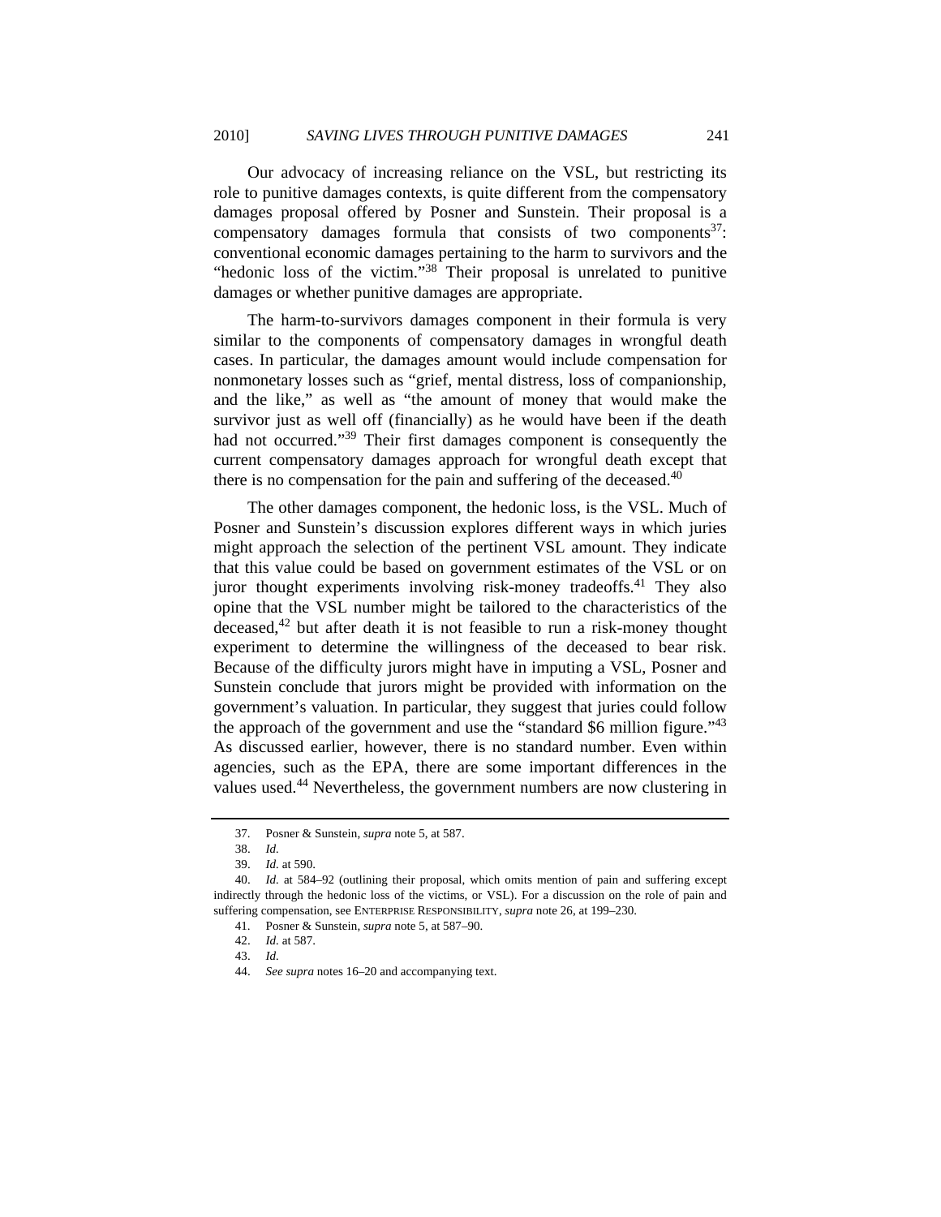Our advocacy of increasing reliance on the VSL, but restricting its role to punitive damages contexts, is quite different from the compensatory damages proposal offered by Posner and Sunstein. Their proposal is a compensatory damages formula that consists of two components[37]: conventional economic damages pertaining to the harm to survivors and the "hedonic loss of the victim."[38] Their proposal is unrelated to punitive damages or whether punitive damages are appropriate.

The harm-to-survivors damages component in their formula is very similar to the components of compensatory damages in wrongful death cases. In particular, the damages amount would include compensation for nonmonetary losses such as "grief, mental distress, loss of companionship, and the like," as well as "the amount of money that would make the survivor just as well off (financially) as he would have been if the death had not occurred."[39] Their first damages component is consequently the current compensatory damages approach for wrongful death except that there is no compensation for the pain and suffering of the deceased.[40]

The other damages component, the hedonic loss, is the VSL. Much of Posner and Sunstein's discussion explores different ways in which juries might approach the selection of the pertinent VSL amount. They indicate that this value could be based on government estimates of the VSL or on juror thought experiments involving risk-money tradeoffs.[41] They also opine that the VSL number might be tailored to the characteristics of the deceased,[42] but after death it is not feasible to run a risk-money thought experiment to determine the willingness of the deceased to bear risk. Because of the difficulty jurors might have in imputing a VSL, Posner and Sunstein conclude that jurors might be provided with information on the government's valuation. In particular, they suggest that juries could follow the approach of the government and use the "standard $6 million figure."[43] As discussed earlier, however, there is no standard number. Even within agencies, such as the EPA, there are some important differences in the values used.[44] Nevertheless, the government numbers are now clustering in

---

37. Posner & Sunstein, *supra* note 5, at 587.

38. *Id.*

39. *Id.* at 590.

40. *Id.* at 584–92 (outlining their proposal, which omits mention of pain and suffering except indirectly through the hedonic loss of the victims, or VSL). For a discussion on the role of pain and suffering compensation, see ENTERPRISE RESPONSIBILITY, *supra* note 26, at 199–230.

41. Posner & Sunstein, *supra* note 5, at 587–90.

42. *Id.* at 587.

43. *Id.*

44. *See supra* notes 16–20 and accompanying text.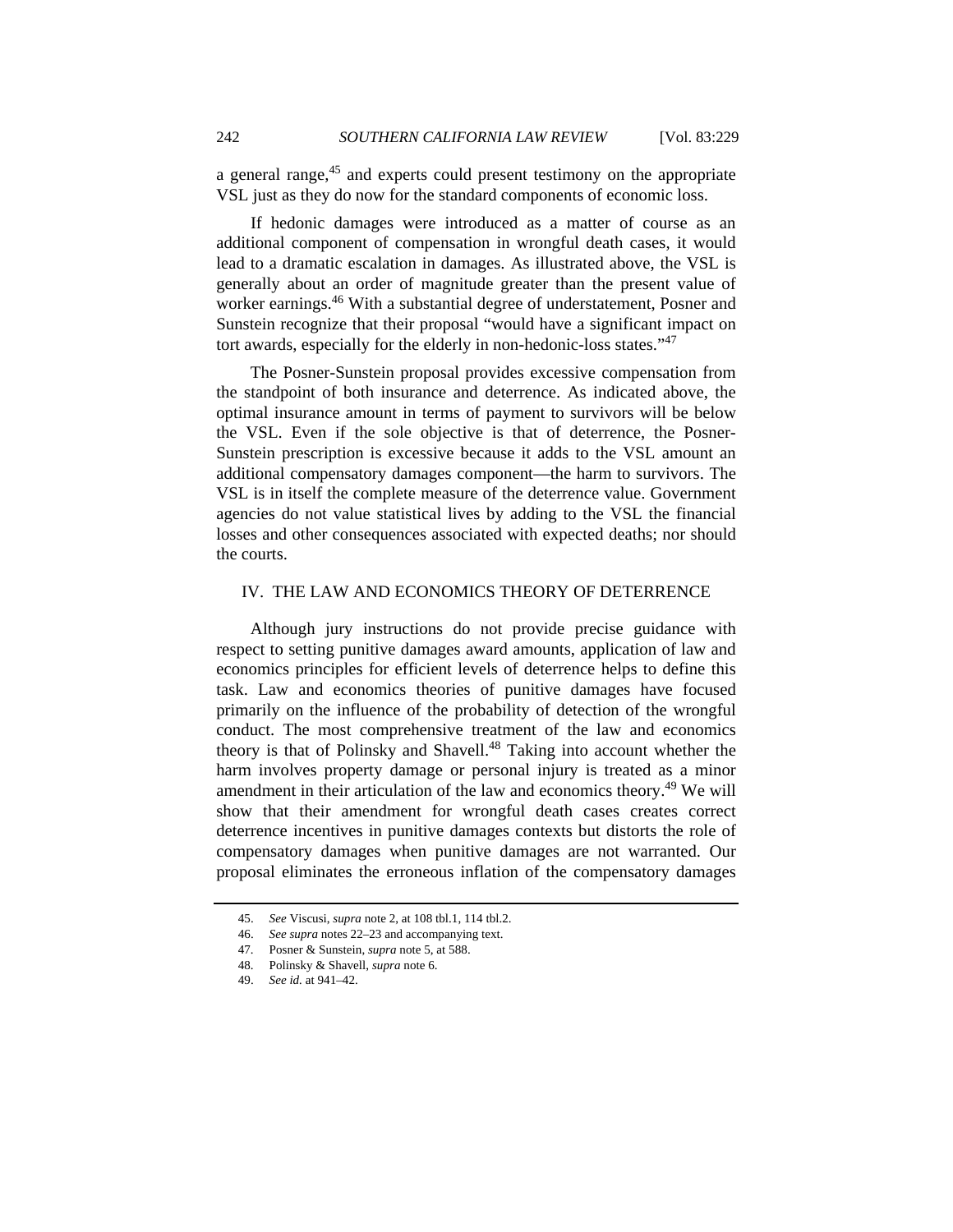a general range,[45] and experts could present testimony on the appropriate VSL just as they do now for the standard components of economic loss.

If hedonic damages were introduced as a matter of course as an additional component of compensation in wrongful death cases, it would lead to a dramatic escalation in damages. As illustrated above, the VSL is generally about an order of magnitude greater than the present value of worker earnings.[46] With a substantial degree of understatement, Posner and Sunstein recognize that their proposal "would have a significant impact on tort awards, especially for the elderly in non-hedonic-loss states."[47]

The Posner-Sunstein proposal provides excessive compensation from the standpoint of both insurance and deterrence. As indicated above, the optimal insurance amount in terms of payment to survivors will be below the VSL. Even if the sole objective is that of deterrence, the Posner-Sunstein prescription is excessive because it adds to the VSL amount an additional compensatory damages component—the harm to survivors. The VSL is in itself the complete measure of the deterrence value. Government agencies do not value statistical lives by adding to the VSL the financial losses and other consequences associated with expected deaths; nor should the courts.

## IV. THE LAW AND ECONOMICS THEORY OF DETERRENCE

Although jury instructions do not provide precise guidance with respect to setting punitive damages award amounts, application of law and economics principles for efficient levels of deterrence helps to define this task. Law and economics theories of punitive damages have focused primarily on the influence of the probability of detection of the wrongful conduct. The most comprehensive treatment of the law and economics theory is that of Polinsky and Shavell.[48] Taking into account whether the harm involves property damage or personal injury is treated as a minor amendment in their articulation of the law and economics theory.[49] We will show that their amendment for wrongful death cases creates correct deterrence incentives in punitive damages contexts but distorts the role of compensatory damages when punitive damages are not warranted. Our proposal eliminates the erroneous inflation of the compensatory damages

---

45. *See* Viscusi, *supra* note 2, at 108 tbl.1, 114 tbl.2.

46. *See supra* notes 22–23 and accompanying text.

47. Posner & Sunstein, *supra* note 5, at 588.

48. Polinsky & Shavell, *supra* note 6.

49. *See id.* at 941–42.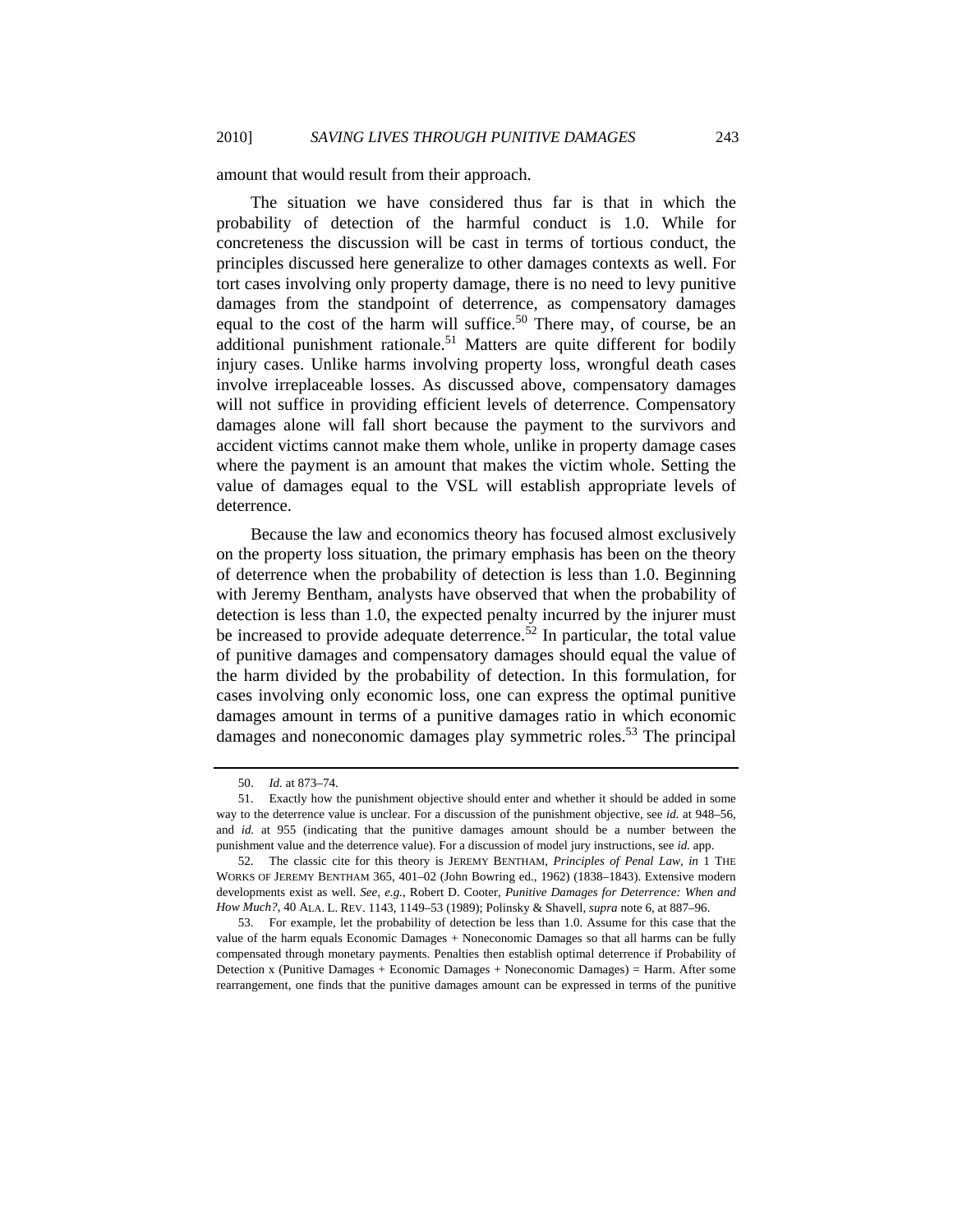amount that would result from their approach.

The situation we have considered thus far is that in which the probability of detection of the harmful conduct is 1.0. While for concreteness the discussion will be cast in terms of tortious conduct, the principles discussed here generalize to other damages contexts as well. For tort cases involving only property damage, there is no need to levy punitive damages from the standpoint of deterrence, as compensatory damages equal to the cost of the harm will suffice.[50] There may, of course, be an additional punishment rationale.[51] Matters are quite different for bodily injury cases. Unlike harms involving property loss, wrongful death cases involve irreplaceable losses. As discussed above, compensatory damages will not suffice in providing efficient levels of deterrence. Compensatory damages alone will fall short because the payment to the survivors and accident victims cannot make them whole, unlike in property damage cases where the payment is an amount that makes the victim whole. Setting the value of damages equal to the VSL will establish appropriate levels of deterrence.

Because the law and economics theory has focused almost exclusively on the property loss situation, the primary emphasis has been on the theory of deterrence when the probability of detection is less than 1.0. Beginning with Jeremy Bentham, analysts have observed that when the probability of detection is less than 1.0, the expected penalty incurred by the injurer must be increased to provide adequate deterrence.[52] In particular, the total value of punitive damages and compensatory damages should equal the value of the harm divided by the probability of detection. In this formulation, for cases involving only economic loss, one can express the optimal punitive damages amount in terms of a punitive damages ratio in which economic damages and noneconomic damages play symmetric roles.[53] The principal

---

50. *Id.* at 873–74.

51. Exactly how the punishment objective should enter and whether it should be added in some way to the deterrence value is unclear. For a discussion of the punishment objective, see *id.* at 948–56, and *id.* at 955 (indicating that the punitive damages amount should be a number between the punishment value and the deterrence value). For a discussion of model jury instructions, see *id.* app.

52. The classic cite for this theory is JEREMY BENTHAM, *Principles of Penal Law*, *in* 1 THE WORKS OF JEREMY BENTHAM 365, 401–02 (John Bowring ed., 1962) (1838–1843). Extensive modern developments exist as well. *See, e.g.*, Robert D. Cooter, *Punitive Damages for Deterrence: When and How Much?*, 40 ALA. L. REV. 1143, 1149–53 (1989); Polinsky & Shavell, *supra* note 6, at 887–96.

53. For example, let the probability of detection be less than 1.0. Assume for this case that the value of the harm equals Economic Damages + Noneconomic Damages so that all harms can be fully compensated through monetary payments. Penalties then establish optimal deterrence if Probability of Detection x (Punitive Damages + Economic Damages + Noneconomic Damages) = Harm. After some rearrangement, one finds that the punitive damages amount can be expressed in terms of the punitive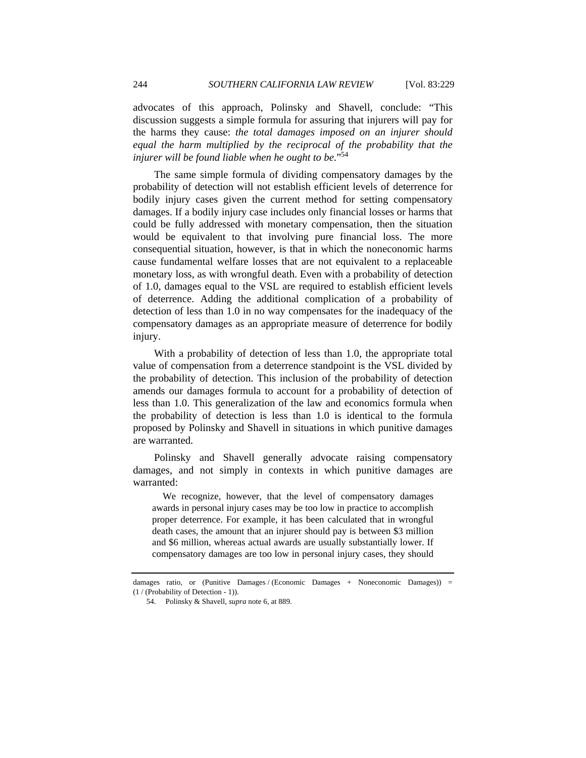advocates of this approach, Polinsky and Shavell, conclude: "This discussion suggests a simple formula for assuring that injurers will pay for the harms they cause: *the total damages imposed on an injurer should equal the harm multiplied by the reciprocal of the probability that the injurer will be found liable when he ought to be*."[54]

The same simple formula of dividing compensatory damages by the probability of detection will not establish efficient levels of deterrence for bodily injury cases given the current method for setting compensatory damages. If a bodily injury case includes only financial losses or harms that could be fully addressed with monetary compensation, then the situation would be equivalent to that involving pure financial loss. The more consequential situation, however, is that in which the noneconomic harms cause fundamental welfare losses that are not equivalent to a replaceable monetary loss, as with wrongful death. Even with a probability of detection of 1.0, damages equal to the VSL are required to establish efficient levels of deterrence. Adding the additional complication of a probability of detection of less than 1.0 in no way compensates for the inadequacy of the compensatory damages as an appropriate measure of deterrence for bodily injury.

With a probability of detection of less than 1.0, the appropriate total value of compensation from a deterrence standpoint is the VSL divided by the probability of detection. This inclusion of the probability of detection amends our damages formula to account for a probability of detection of less than 1.0. This generalization of the law and economics formula when the probability of detection is less than 1.0 is identical to the formula proposed by Polinsky and Shavell in situations in which punitive damages are warranted.

Polinsky and Shavell generally advocate raising compensatory damages, and not simply in contexts in which punitive damages are warranted:

> We recognize, however, that the level of compensatory damages awards in personal injury cases may be too low in practice to accomplish proper deterrence. For example, it has been calculated that in wrongful death cases, the amount that an injurer should pay is between $3 million and $6 million, whereas actual awards are usually substantially lower. If compensatory damages are too low in personal injury cases, they should

---

damages ratio, or (Punitive Damages / (Economic Damages + Noneconomic Damages)) = (1 / (Probability of Detection - 1)).

54. Polinsky & Shavell, *supra* note 6, at 889.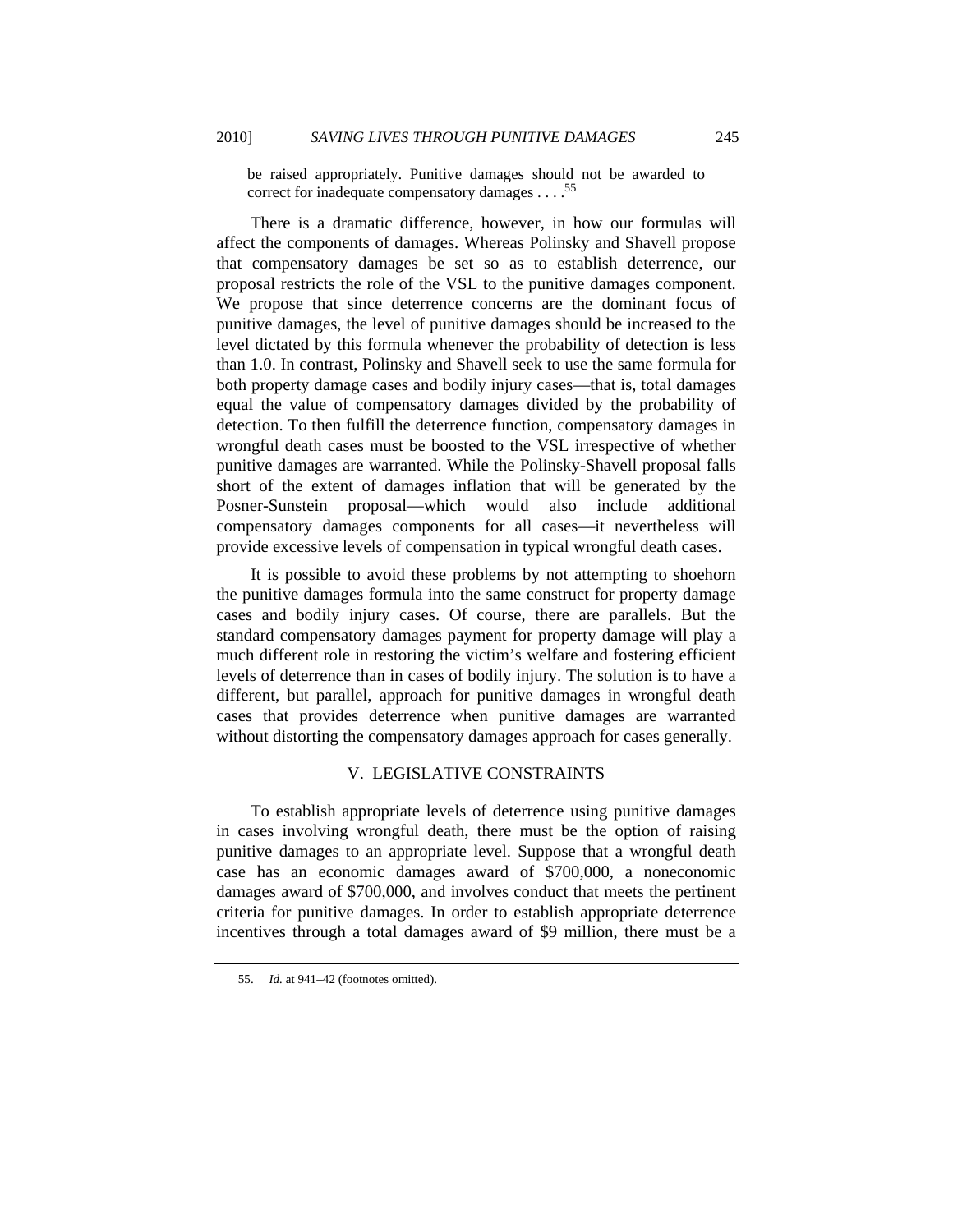> be raised appropriately. Punitive damages should not be awarded to correct for inadequate compensatory damages . . . .[55]

There is a dramatic difference, however, in how our formulas will affect the components of damages. Whereas Polinsky and Shavell propose that compensatory damages be set so as to establish deterrence, our proposal restricts the role of the VSL to the punitive damages component. We propose that since deterrence concerns are the dominant focus of punitive damages, the level of punitive damages should be increased to the level dictated by this formula whenever the probability of detection is less than 1.0. In contrast, Polinsky and Shavell seek to use the same formula for both property damage cases and bodily injury cases—that is, total damages equal the value of compensatory damages divided by the probability of detection. To then fulfill the deterrence function, compensatory damages in wrongful death cases must be boosted to the VSL irrespective of whether punitive damages are warranted. While the Polinsky-Shavell proposal falls short of the extent of damages inflation that will be generated by the Posner-Sunstein proposal—which would also include additional compensatory damages components for all cases—it nevertheless will provide excessive levels of compensation in typical wrongful death cases.

It is possible to avoid these problems by not attempting to shoehorn the punitive damages formula into the same construct for property damage cases and bodily injury cases. Of course, there are parallels. But the standard compensatory damages payment for property damage will play a much different role in restoring the victim's welfare and fostering efficient levels of deterrence than in cases of bodily injury. The solution is to have a different, but parallel, approach for punitive damages in wrongful death cases that provides deterrence when punitive damages are warranted without distorting the compensatory damages approach for cases generally.

## V. LEGISLATIVE CONSTRAINTS

To establish appropriate levels of deterrence using punitive damages in cases involving wrongful death, there must be the option of raising punitive damages to an appropriate level. Suppose that a wrongful death case has an economic damages award of \$700,000, a noneconomic damages award of \$700,000, and involves conduct that meets the pertinent criteria for punitive damages. In order to establish appropriate deterrence incentives through a total damages award of \$9 million, there must be a

---

55. *Id.* at 941–42 (footnotes omitted).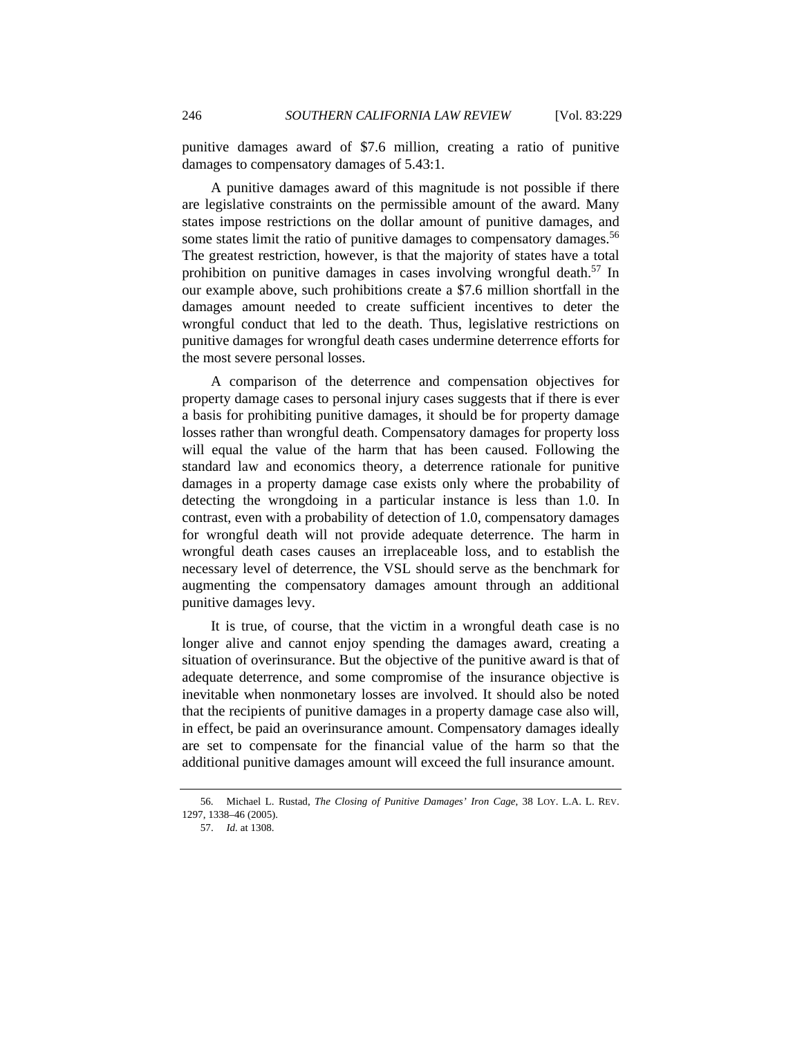punitive damages award of $7.6 million, creating a ratio of punitive damages to compensatory damages of 5.43:1.

A punitive damages award of this magnitude is not possible if there are legislative constraints on the permissible amount of the award. Many states impose restrictions on the dollar amount of punitive damages, and some states limit the ratio of punitive damages to compensatory damages.[56] The greatest restriction, however, is that the majority of states have a total prohibition on punitive damages in cases involving wrongful death.[57] In our example above, such prohibitions create a $7.6 million shortfall in the damages amount needed to create sufficient incentives to deter the wrongful conduct that led to the death. Thus, legislative restrictions on punitive damages for wrongful death cases undermine deterrence efforts for the most severe personal losses.

A comparison of the deterrence and compensation objectives for property damage cases to personal injury cases suggests that if there is ever a basis for prohibiting punitive damages, it should be for property damage losses rather than wrongful death. Compensatory damages for property loss will equal the value of the harm that has been caused. Following the standard law and economics theory, a deterrence rationale for punitive damages in a property damage case exists only where the probability of detecting the wrongdoing in a particular instance is less than 1.0. In contrast, even with a probability of detection of 1.0, compensatory damages for wrongful death will not provide adequate deterrence. The harm in wrongful death cases causes an irreplaceable loss, and to establish the necessary level of deterrence, the VSL should serve as the benchmark for augmenting the compensatory damages amount through an additional punitive damages levy.

It is true, of course, that the victim in a wrongful death case is no longer alive and cannot enjoy spending the damages award, creating a situation of overinsurance. But the objective of the punitive award is that of adequate deterrence, and some compromise of the insurance objective is inevitable when nonmonetary losses are involved. It should also be noted that the recipients of punitive damages in a property damage case also will, in effect, be paid an overinsurance amount. Compensatory damages ideally are set to compensate for the financial value of the harm so that the additional punitive damages amount will exceed the full insurance amount.

---

56. Michael L. Rustad, *The Closing of Punitive Damages' Iron Cage*, 38 LOY. L.A. L. REV. 1297, 1338–46 (2005).

57. *Id.* at 1308.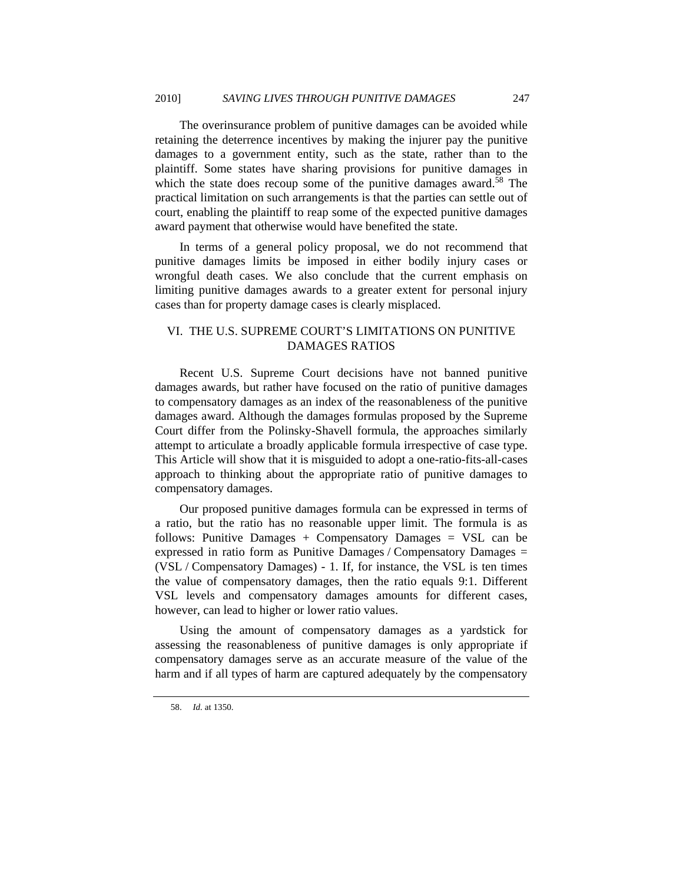The overinsurance problem of punitive damages can be avoided while retaining the deterrence incentives by making the injurer pay the punitive damages to a government entity, such as the state, rather than to the plaintiff. Some states have sharing provisions for punitive damages in which the state does recoup some of the punitive damages award.[58] The practical limitation on such arrangements is that the parties can settle out of court, enabling the plaintiff to reap some of the expected punitive damages award payment that otherwise would have benefited the state.

In terms of a general policy proposal, we do not recommend that punitive damages limits be imposed in either bodily injury cases or wrongful death cases. We also conclude that the current emphasis on limiting punitive damages awards to a greater extent for personal injury cases than for property damage cases is clearly misplaced.

## VI. THE U.S. SUPREME COURT'S LIMITATIONS ON PUNITIVE DAMAGES RATIOS

Recent U.S. Supreme Court decisions have not banned punitive damages awards, but rather have focused on the ratio of punitive damages to compensatory damages as an index of the reasonableness of the punitive damages award. Although the damages formulas proposed by the Supreme Court differ from the Polinsky-Shavell formula, the approaches similarly attempt to articulate a broadly applicable formula irrespective of case type. This Article will show that it is misguided to adopt a one-ratio-fits-all-cases approach to thinking about the appropriate ratio of punitive damages to compensatory damages.

Our proposed punitive damages formula can be expressed in terms of a ratio, but the ratio has no reasonable upper limit. The formula is as follows: Punitive Damages + Compensatory Damages = VSL can be expressed in ratio form as Punitive Damages / Compensatory Damages = (VSL / Compensatory Damages) - 1. If, for instance, the VSL is ten times the value of compensatory damages, then the ratio equals 9:1. Different VSL levels and compensatory damages amounts for different cases, however, can lead to higher or lower ratio values.

Using the amount of compensatory damages as a yardstick for assessing the reasonableness of punitive damages is only appropriate if compensatory damages serve as an accurate measure of the value of the harm and if all types of harm are captured adequately by the compensatory

58. *Id.* at 1350.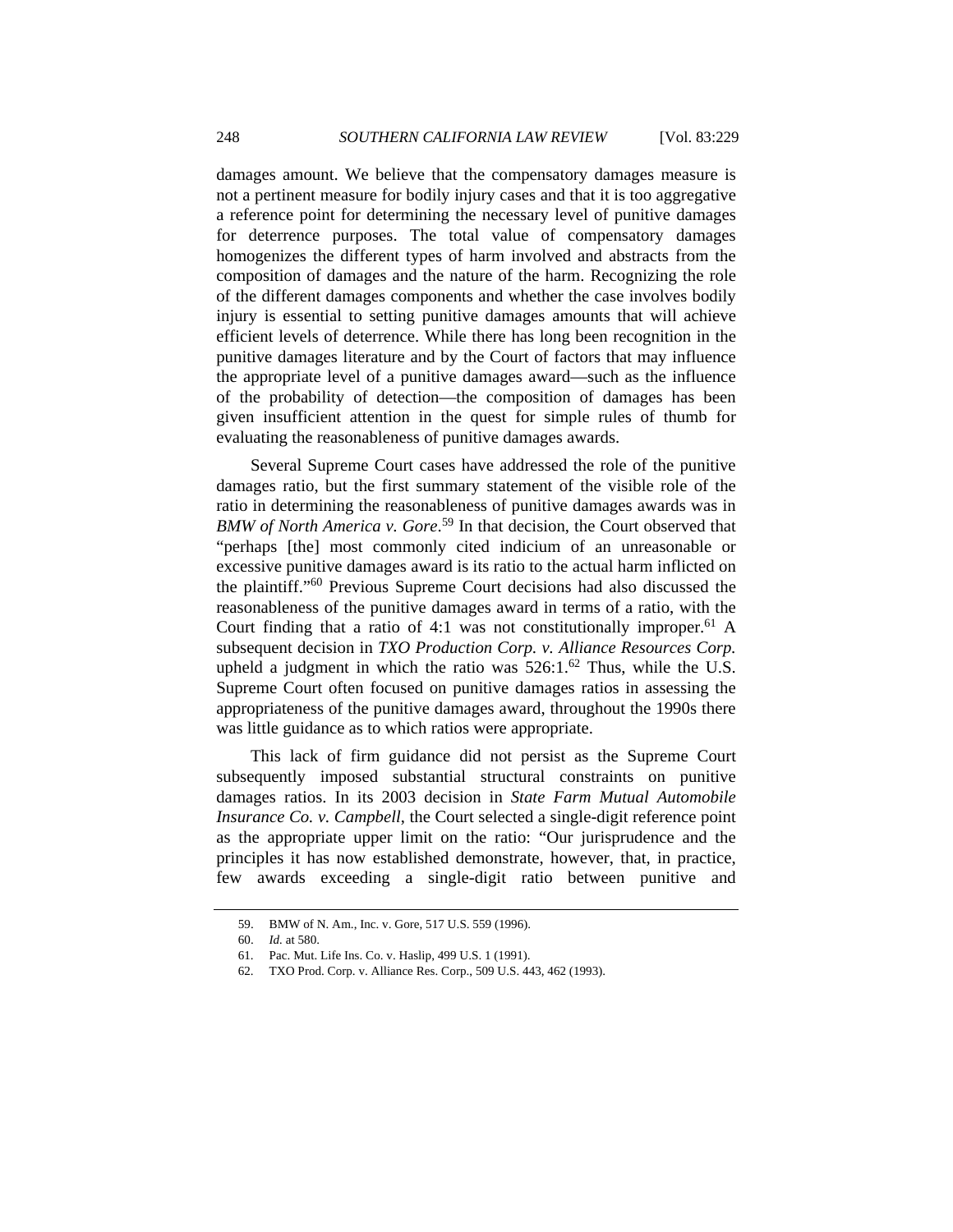damages amount. We believe that the compensatory damages measure is not a pertinent measure for bodily injury cases and that it is too aggregative a reference point for determining the necessary level of punitive damages for deterrence purposes. The total value of compensatory damages homogenizes the different types of harm involved and abstracts from the composition of damages and the nature of the harm. Recognizing the role of the different damages components and whether the case involves bodily injury is essential to setting punitive damages amounts that will achieve efficient levels of deterrence. While there has long been recognition in the punitive damages literature and by the Court of factors that may influence the appropriate level of a punitive damages award—such as the influence of the probability of detection—the composition of damages has been given insufficient attention in the quest for simple rules of thumb for evaluating the reasonableness of punitive damages awards.

Several Supreme Court cases have addressed the role of the punitive damages ratio, but the first summary statement of the visible role of the ratio in determining the reasonableness of punitive damages awards was in *BMW of North America v. Gore*.[59] In that decision, the Court observed that "perhaps [the] most commonly cited indicium of an unreasonable or excessive punitive damages award is its ratio to the actual harm inflicted on the plaintiff."[60] Previous Supreme Court decisions had also discussed the reasonableness of the punitive damages award in terms of a ratio, with the Court finding that a ratio of 4:1 was not constitutionally improper.[61] A subsequent decision in *TXO Production Corp. v. Alliance Resources Corp.* upheld a judgment in which the ratio was 526:1.[62] Thus, while the U.S. Supreme Court often focused on punitive damages ratios in assessing the appropriateness of the punitive damages award, throughout the 1990s there was little guidance as to which ratios were appropriate.

This lack of firm guidance did not persist as the Supreme Court subsequently imposed substantial structural constraints on punitive damages ratios. In its 2003 decision in *State Farm Mutual Automobile Insurance Co. v. Campbell*, the Court selected a single-digit reference point as the appropriate upper limit on the ratio: "Our jurisprudence and the principles it has now established demonstrate, however, that, in practice, few awards exceeding a single-digit ratio between punitive and

---

59. BMW of N. Am., Inc. v. Gore, 517 U.S. 559 (1996).

60. *Id.* at 580.

61. Pac. Mut. Life Ins. Co. v. Haslip, 499 U.S. 1 (1991).

62. TXO Prod. Corp. v. Alliance Res. Corp., 509 U.S. 443, 462 (1993).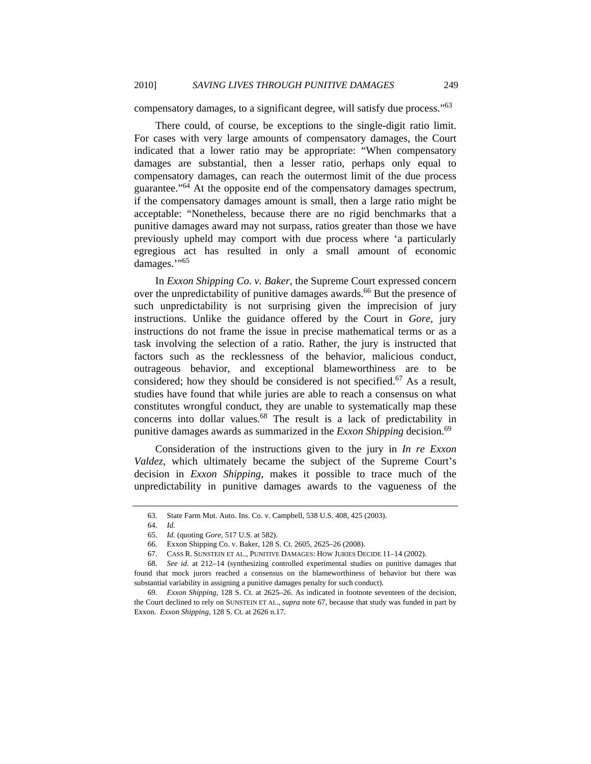compensatory damages, to a significant degree, will satisfy due process."[63]

There could, of course, be exceptions to the single-digit ratio limit. For cases with very large amounts of compensatory damages, the Court indicated that a lower ratio may be appropriate: "When compensatory damages are substantial, then a lesser ratio, perhaps only equal to compensatory damages, can reach the outermost limit of the due process guarantee."[64] At the opposite end of the compensatory damages spectrum, if the compensatory damages amount is small, then a large ratio might be acceptable: "Nonetheless, because there are no rigid benchmarks that a punitive damages award may not surpass, ratios greater than those we have previously upheld may comport with due process where 'a particularly egregious act has resulted in only a small amount of economic damages.'"[65]

In *Exxon Shipping Co. v. Baker*, the Supreme Court expressed concern over the unpredictability of punitive damages awards.[66] But the presence of such unpredictability is not surprising given the imprecision of jury instructions. Unlike the guidance offered by the Court in *Gore*, jury instructions do not frame the issue in precise mathematical terms or as a task involving the selection of a ratio. Rather, the jury is instructed that factors such as the recklessness of the behavior, malicious conduct, outrageous behavior, and exceptional blameworthiness are to be considered; how they should be considered is not specified.[67] As a result, studies have found that while juries are able to reach a consensus on what constitutes wrongful conduct, they are unable to systematically map these concerns into dollar values.[68] The result is a lack of predictability in punitive damages awards as summarized in the *Exxon Shipping* decision.[69]

Consideration of the instructions given to the jury in *In re Exxon Valdez*, which ultimately became the subject of the Supreme Court's decision in *Exxon Shipping*, makes it possible to trace much of the unpredictability in punitive damages awards to the vagueness of the

---

63. State Farm Mut. Auto. Ins. Co. v. Campbell, 538 U.S. 408, 425 (2003).

64. *Id.*

65. *Id.* (quoting *Gore*, 517 U.S. at 582).

66. Exxon Shipping Co. v. Baker, 128 S. Ct. 2605, 2625–26 (2008).

67. CASS R. SUNSTEIN ET AL., PUNITIVE DAMAGES: HOW JURIES DECIDE 11–14 (2002).

68. *See id.* at 212–14 (synthesizing controlled experimental studies on punitive damages that found that mock jurors reached a consensus on the blameworthiness of behavior but there was substantial variability in assigning a punitive damages penalty for such conduct).

69. *Exxon Shipping*, 128 S. Ct. at 2625–26. As indicated in footnote seventeen of the decision, the Court declined to rely on SUNSTEIN ET AL., *supra* note 67, because that study was funded in part by Exxon. *Exxon Shipping*, 128 S. Ct. at 2626 n.17.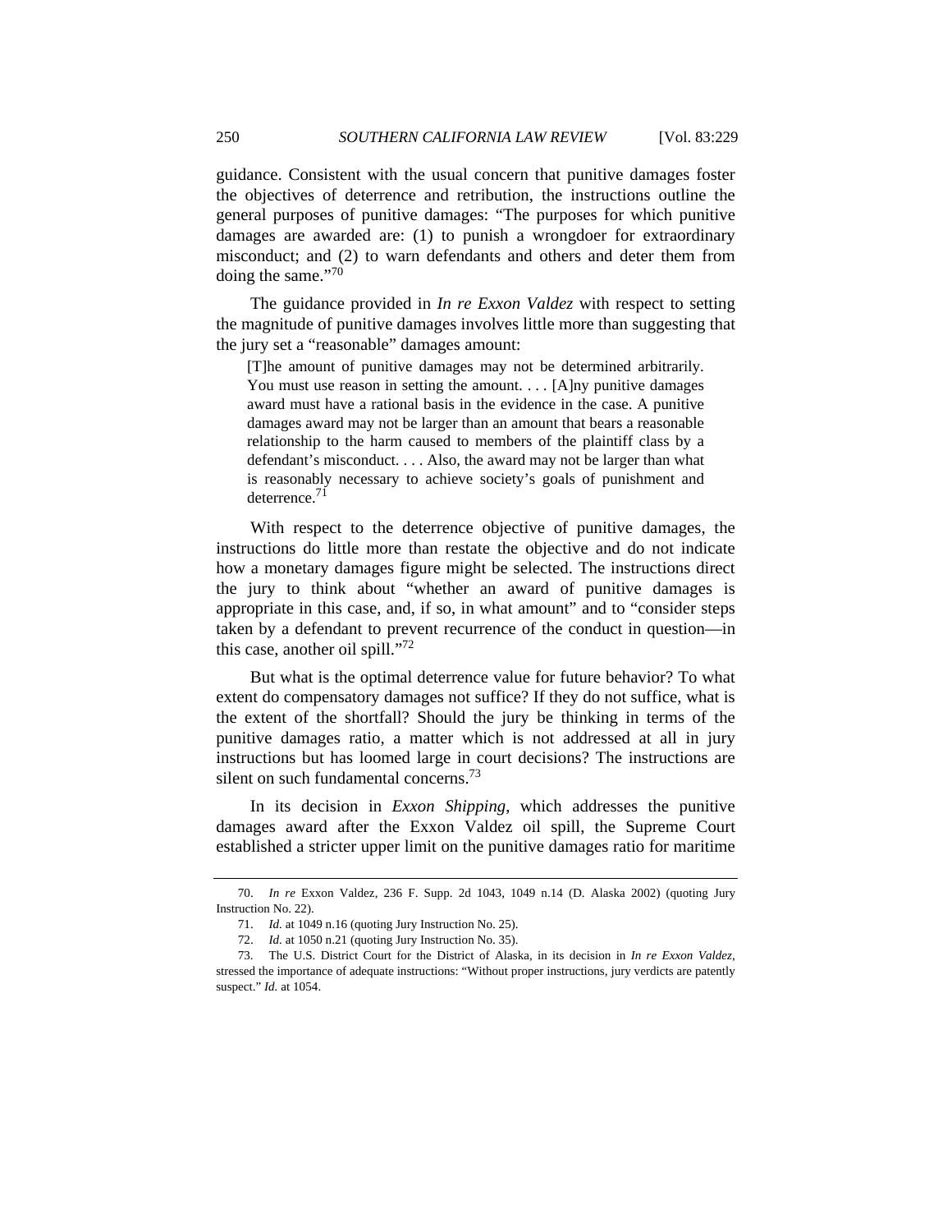guidance. Consistent with the usual concern that punitive damages foster the objectives of deterrence and retribution, the instructions outline the general purposes of punitive damages: "The purposes for which punitive damages are awarded are: (1) to punish a wrongdoer for extraordinary misconduct; and (2) to warn defendants and others and deter them from doing the same."[70]

The guidance provided in *In re Exxon Valdez* with respect to setting the magnitude of punitive damages involves little more than suggesting that the jury set a "reasonable" damages amount:

> [T]he amount of punitive damages may not be determined arbitrarily. You must use reason in setting the amount. . . . [A]ny punitive damages award must have a rational basis in the evidence in the case. A punitive damages award may not be larger than an amount that bears a reasonable relationship to the harm caused to members of the plaintiff class by a defendant's misconduct. . . . Also, the award may not be larger than what is reasonably necessary to achieve society's goals of punishment and deterrence.[71]

With respect to the deterrence objective of punitive damages, the instructions do little more than restate the objective and do not indicate how a monetary damages figure might be selected. The instructions direct the jury to think about "whether an award of punitive damages is appropriate in this case, and, if so, in what amount" and to "consider steps taken by a defendant to prevent recurrence of the conduct in question—in this case, another oil spill."[72]

But what is the optimal deterrence value for future behavior? To what extent do compensatory damages not suffice? If they do not suffice, what is the extent of the shortfall? Should the jury be thinking in terms of the punitive damages ratio, a matter which is not addressed at all in jury instructions but has loomed large in court decisions? The instructions are silent on such fundamental concerns.[73]

In its decision in *Exxon Shipping*, which addresses the punitive damages award after the Exxon Valdez oil spill, the Supreme Court established a stricter upper limit on the punitive damages ratio for maritime

---

70. *In re* Exxon Valdez, 236 F. Supp. 2d 1043, 1049 n.14 (D. Alaska 2002) (quoting Jury Instruction No. 22).

71. *Id.* at 1049 n.16 (quoting Jury Instruction No. 25).

72. *Id.* at 1050 n.21 (quoting Jury Instruction No. 35).

73. The U.S. District Court for the District of Alaska, in its decision in *In re Exxon Valdez*, stressed the importance of adequate instructions: "Without proper instructions, jury verdicts are patently suspect." *Id.* at 1054.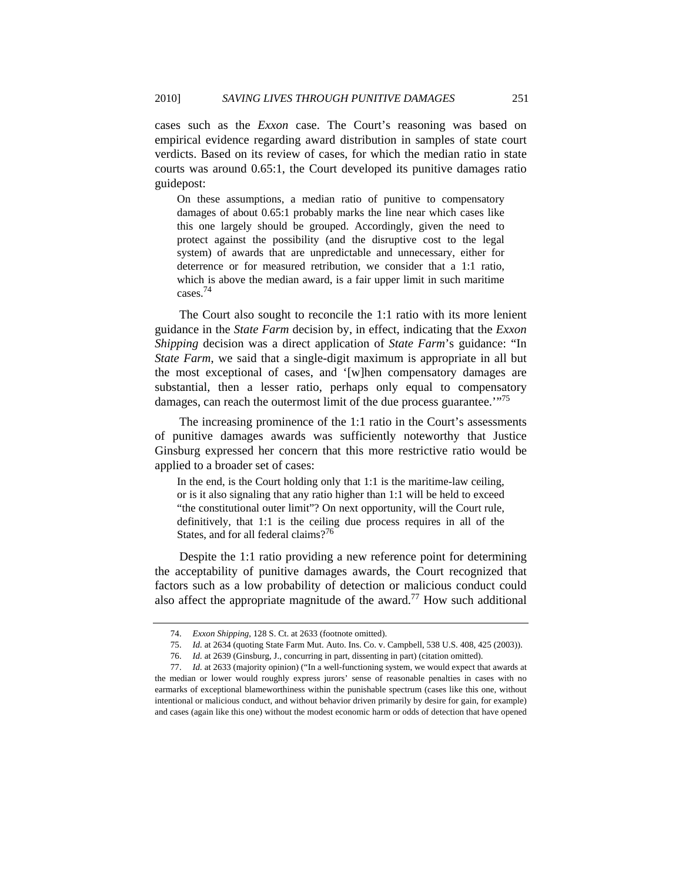cases such as the *Exxon* case. The Court's reasoning was based on empirical evidence regarding award distribution in samples of state court verdicts. Based on its review of cases, for which the median ratio in state courts was around 0.65:1, the Court developed its punitive damages ratio guidepost:

> On these assumptions, a median ratio of punitive to compensatory damages of about 0.65:1 probably marks the line near which cases like this one largely should be grouped. Accordingly, given the need to protect against the possibility (and the disruptive cost to the legal system) of awards that are unpredictable and unnecessary, either for deterrence or for measured retribution, we consider that a 1:1 ratio, which is above the median award, is a fair upper limit in such maritime cases.[74]

The Court also sought to reconcile the 1:1 ratio with its more lenient guidance in the *State Farm* decision by, in effect, indicating that the *Exxon Shipping* decision was a direct application of *State Farm*'s guidance: "In *State Farm*, we said that a single-digit maximum is appropriate in all but the most exceptional of cases, and '[w]hen compensatory damages are substantial, then a lesser ratio, perhaps only equal to compensatory damages, can reach the outermost limit of the due process guarantee.'"[75]

The increasing prominence of the 1:1 ratio in the Court's assessments of punitive damages awards was sufficiently noteworthy that Justice Ginsburg expressed her concern that this more restrictive ratio would be applied to a broader set of cases:

> In the end, is the Court holding only that 1:1 is the maritime-law ceiling, or is it also signaling that any ratio higher than 1:1 will be held to exceed "the constitutional outer limit"? On next opportunity, will the Court rule, definitively, that 1:1 is the ceiling due process requires in all of the States, and for all federal claims?[76]

Despite the 1:1 ratio providing a new reference point for determining the acceptability of punitive damages awards, the Court recognized that factors such as a low probability of detection or malicious conduct could also affect the appropriate magnitude of the award.[77] How such additional

---

74. *Exxon Shipping*, 128 S. Ct. at 2633 (footnote omitted).

75. *Id.* at 2634 (quoting State Farm Mut. Auto. Ins. Co. v. Campbell, 538 U.S. 408, 425 (2003)).

76. *Id.* at 2639 (Ginsburg, J., concurring in part, dissenting in part) (citation omitted).

77. *Id.* at 2633 (majority opinion) ("In a well-functioning system, we would expect that awards at the median or lower would roughly express jurors' sense of reasonable penalties in cases with no earmarks of exceptional blameworthiness within the punishable spectrum (cases like this one, without intentional or malicious conduct, and without behavior driven primarily by desire for gain, for example) and cases (again like this one) without the modest economic harm or odds of detection that have opened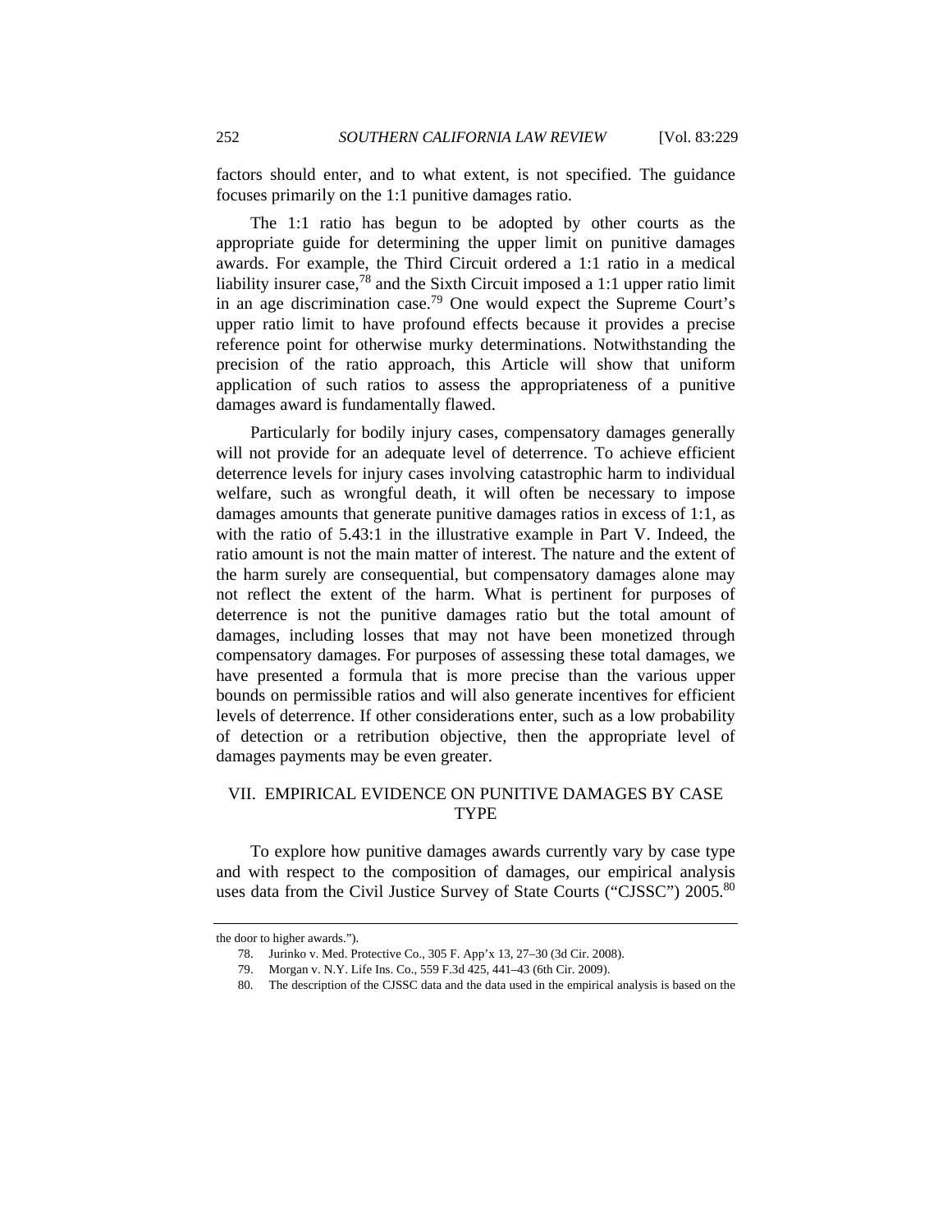factors should enter, and to what extent, is not specified. The guidance focuses primarily on the 1:1 punitive damages ratio.

The 1:1 ratio has begun to be adopted by other courts as the appropriate guide for determining the upper limit on punitive damages awards. For example, the Third Circuit ordered a 1:1 ratio in a medical liability insurer case,[78] and the Sixth Circuit imposed a 1:1 upper ratio limit in an age discrimination case.[79] One would expect the Supreme Court's upper ratio limit to have profound effects because it provides a precise reference point for otherwise murky determinations. Notwithstanding the precision of the ratio approach, this Article will show that uniform application of such ratios to assess the appropriateness of a punitive damages award is fundamentally flawed.

Particularly for bodily injury cases, compensatory damages generally will not provide for an adequate level of deterrence. To achieve efficient deterrence levels for injury cases involving catastrophic harm to individual welfare, such as wrongful death, it will often be necessary to impose damages amounts that generate punitive damages ratios in excess of 1:1, as with the ratio of 5.43:1 in the illustrative example in Part V. Indeed, the ratio amount is not the main matter of interest. The nature and the extent of the harm surely are consequential, but compensatory damages alone may not reflect the extent of the harm. What is pertinent for purposes of deterrence is not the punitive damages ratio but the total amount of damages, including losses that may not have been monetized through compensatory damages. For purposes of assessing these total damages, we have presented a formula that is more precise than the various upper bounds on permissible ratios and will also generate incentives for efficient levels of deterrence. If other considerations enter, such as a low probability of detection or a retribution objective, then the appropriate level of damages payments may be even greater.

## VII. EMPIRICAL EVIDENCE ON PUNITIVE DAMAGES BY CASE TYPE

To explore how punitive damages awards currently vary by case type and with respect to the composition of damages, our empirical analysis uses data from the Civil Justice Survey of State Courts ("CJSSC") 2005.[80]

---

the door to higher awards.").

78. Jurinko v. Med. Protective Co., 305 F. App'x 13, 27–30 (3d Cir. 2008).

79. Morgan v. N.Y. Life Ins. Co., 559 F.3d 425, 441–43 (6th Cir. 2009).

80. The description of the CJSSC data and the data used in the empirical analysis is based on the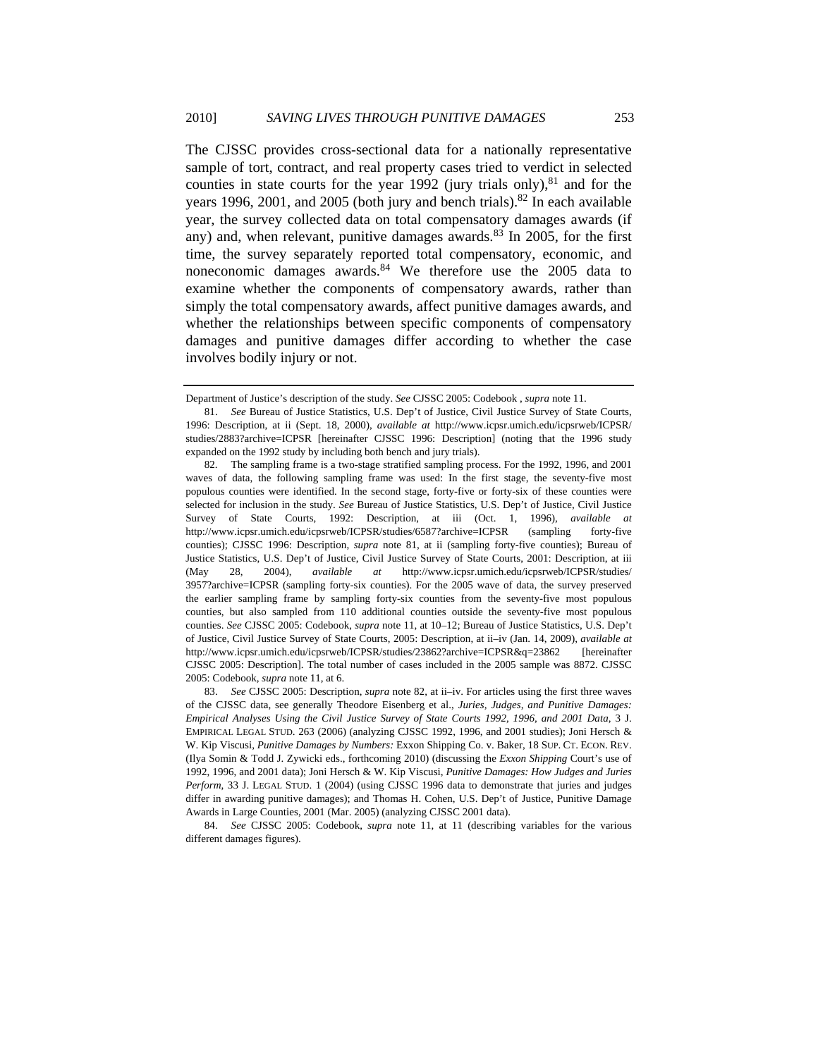The CJSSC provides cross-sectional data for a nationally representative sample of tort, contract, and real property cases tried to verdict in selected counties in state courts for the year 1992 (jury trials only),[81] and for the years 1996, 2001, and 2005 (both jury and bench trials).[82] In each available year, the survey collected data on total compensatory damages awards (if any) and, when relevant, punitive damages awards.[83] In 2005, for the first time, the survey separately reported total compensatory, economic, and noneconomic damages awards.[84] We therefore use the 2005 data to examine whether the components of compensatory awards, rather than simply the total compensatory awards, affect punitive damages awards, and whether the relationships between specific components of compensatory damages and punitive damages differ according to whether the case involves bodily injury or not.

---

Department of Justice's description of the study. *See* CJSSC 2005: Codebook , *supra* note 11.

81. *See* Bureau of Justice Statistics, U.S. Dep't of Justice, Civil Justice Survey of State Courts, 1996: Description, at ii (Sept. 18, 2000), *available at* http://www.icpsr.umich.edu/icpsrweb/ICPSR/studies/2883?archive=ICPSR [hereinafter CJSSC 1996: Description] (noting that the 1996 study expanded on the 1992 study by including both bench and jury trials).

82. The sampling frame is a two-stage stratified sampling process. For the 1992, 1996, and 2001 waves of data, the following sampling frame was used: In the first stage, the seventy-five most populous counties were identified. In the second stage, forty-five or forty-six of these counties were selected for inclusion in the study. *See* Bureau of Justice Statistics, U.S. Dep't of Justice, Civil Justice Survey of State Courts, 1992: Description, at iii (Oct. 1, 1996), *available at* http://www.icpsr.umich.edu/icpsrweb/ICPSR/studies/6587?archive=ICPSR (sampling forty-five counties); CJSSC 1996: Description, *supra* note 81, at ii (sampling forty-five counties); Bureau of Justice Statistics, U.S. Dep't of Justice, Civil Justice Survey of State Courts, 2001: Description, at iii (May 28, 2004), *available at* http://www.icpsr.umich.edu/icpsrweb/ICPSR/studies/3957?archive=ICPSR (sampling forty-six counties). For the 2005 wave of data, the survey preserved the earlier sampling frame by sampling forty-six counties from the seventy-five most populous counties, but also sampled from 110 additional counties outside the seventy-five most populous counties. *See* CJSSC 2005: Codebook, *supra* note 11, at 10–12; Bureau of Justice Statistics, U.S. Dep't of Justice, Civil Justice Survey of State Courts, 2005: Description, at ii–iv (Jan. 14, 2009), *available at* http://www.icpsr.umich.edu/icpsrweb/ICPSR/studies/23862?archive=ICPSR&q=23862 [hereinafter CJSSC 2005: Description]. The total number of cases included in the 2005 sample was 8872. CJSSC 2005: Codebook, *supra* note 11, at 6.

83. *See* CJSSC 2005: Description, *supra* note 82, at ii–iv. For articles using the first three waves of the CJSSC data, see generally Theodore Eisenberg et al., *Juries, Judges, and Punitive Damages: Empirical Analyses Using the Civil Justice Survey of State Courts 1992, 1996, and 2001 Data*, 3 J. EMPIRICAL LEGAL STUD. 263 (2006) (analyzing CJSSC 1992, 1996, and 2001 studies); Joni Hersch & W. Kip Viscusi, *Punitive Damages by Numbers:* Exxon Shipping Co. v. Baker, 18 SUP. CT. ECON. REV. (Ilya Somin & Todd J. Zywicki eds., forthcoming 2010) (discussing the *Exxon Shipping* Court's use of 1992, 1996, and 2001 data); Joni Hersch & W. Kip Viscusi, *Punitive Damages: How Judges and Juries Perform*, 33 J. LEGAL STUD. 1 (2004) (using CJSSC 1996 data to demonstrate that juries and judges differ in awarding punitive damages); and Thomas H. Cohen, U.S. Dep't of Justice, Punitive Damage Awards in Large Counties, 2001 (Mar. 2005) (analyzing CJSSC 2001 data).

84. *See* CJSSC 2005: Codebook, *supra* note 11, at 11 (describing variables for the various different damages figures).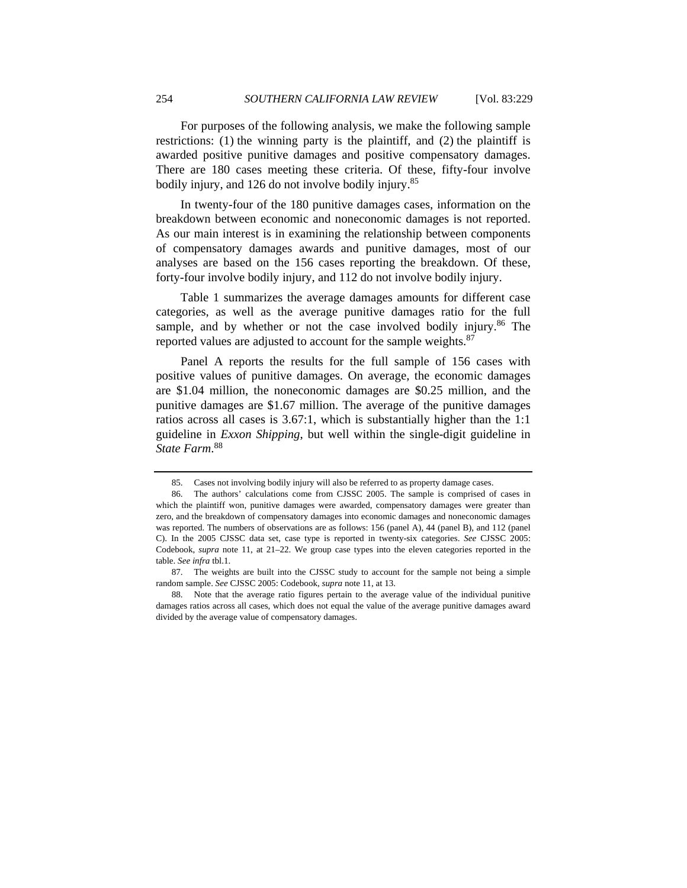For purposes of the following analysis, we make the following sample restrictions: (1) the winning party is the plaintiff, and (2) the plaintiff is awarded positive punitive damages and positive compensatory damages. There are 180 cases meeting these criteria. Of these, fifty-four involve bodily injury, and 126 do not involve bodily injury.[85]

In twenty-four of the 180 punitive damages cases, information on the breakdown between economic and noneconomic damages is not reported. As our main interest is in examining the relationship between components of compensatory damages awards and punitive damages, most of our analyses are based on the 156 cases reporting the breakdown. Of these, forty-four involve bodily injury, and 112 do not involve bodily injury.

Table 1 summarizes the average damages amounts for different case categories, as well as the average punitive damages ratio for the full sample, and by whether or not the case involved bodily injury.[86] The reported values are adjusted to account for the sample weights.[87]

Panel A reports the results for the full sample of 156 cases with positive values of punitive damages. On average, the economic damages are \$1.04 million, the noneconomic damages are \$0.25 million, and the punitive damages are \$1.67 million. The average of the punitive damages ratios across all cases is 3.67:1, which is substantially higher than the 1:1 guideline in *Exxon Shipping*, but well within the single-digit guideline in *State Farm*.[88]

---

85. Cases not involving bodily injury will also be referred to as property damage cases.

86. The authors' calculations come from CJSSC 2005. The sample is comprised of cases in which the plaintiff won, punitive damages were awarded, compensatory damages were greater than zero, and the breakdown of compensatory damages into economic damages and noneconomic damages was reported. The numbers of observations are as follows: 156 (panel A), 44 (panel B), and 112 (panel C). In the 2005 CJSSC data set, case type is reported in twenty-six categories. *See* CJSSC 2005: Codebook, *supra* note 11, at 21–22. We group case types into the eleven categories reported in the table. *See infra* tbl.1.

87. The weights are built into the CJSSC study to account for the sample not being a simple random sample. *See* CJSSC 2005: Codebook, *supra* note 11, at 13.

88. Note that the average ratio figures pertain to the average value of the individual punitive damages ratios across all cases, which does not equal the value of the average punitive damages award divided by the average value of compensatory damages.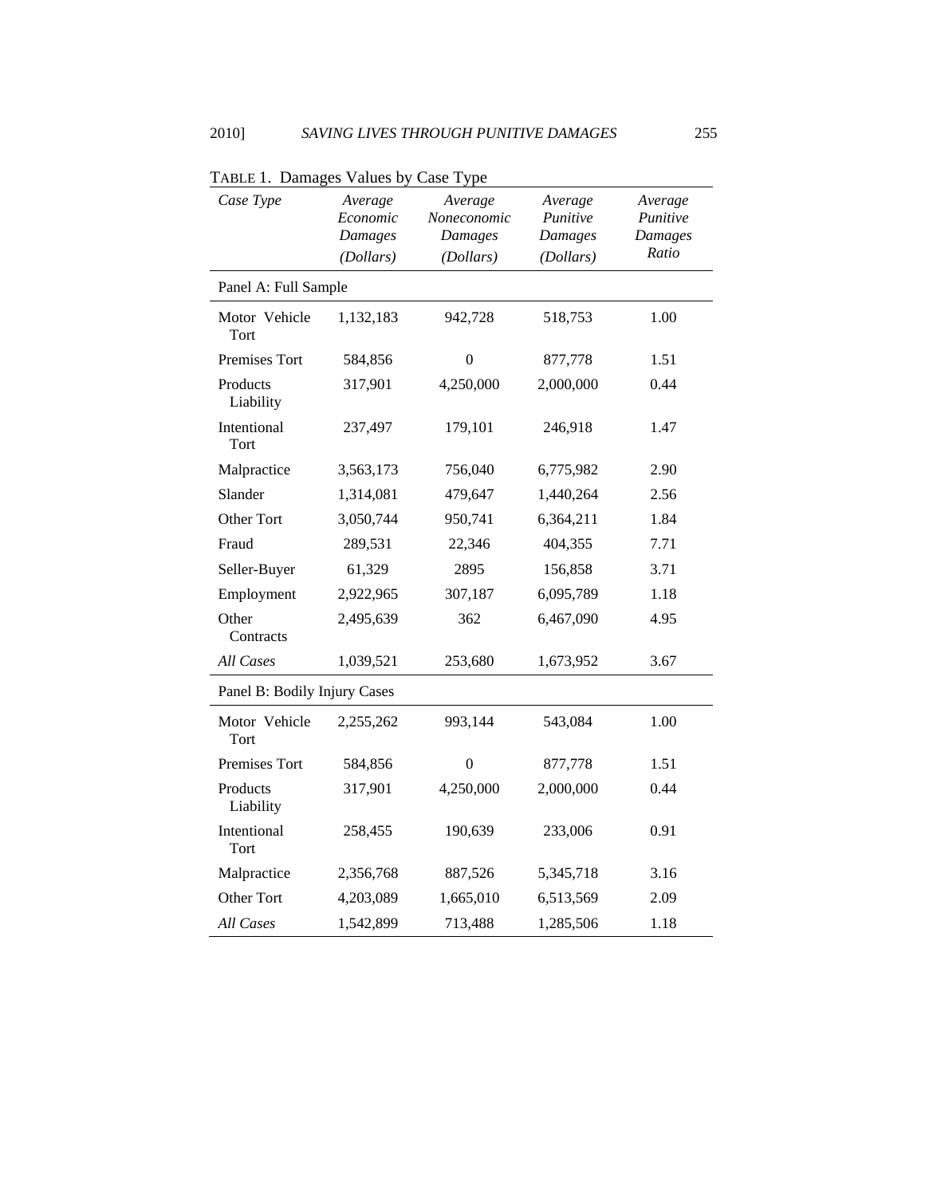TABLE 1. Damages Values by Case Type

| *Case Type* | *Average Economic Damages (Dollars)* | *Average Noneconomic Damages (Dollars)* | *Average Punitive Damages (Dollars)* | *Average Punitive Damages Ratio* |
|---|---|---|---|---|
| Panel A: Full Sample | | | | |
| Motor Vehicle Tort | 1,132,183 | 942,728 | 518,753 | 1.00 |
| Premises Tort | 584,856 | 0 | 877,778 | 1.51 |
| Products Liability | 317,901 | 4,250,000 | 2,000,000 | 0.44 |
| Intentional Tort | 237,497 | 179,101 | 246,918 | 1.47 |
| Malpractice | 3,563,173 | 756,040 | 6,775,982 | 2.90 |
| Slander | 1,314,081 | 479,647 | 1,440,264 | 2.56 |
| Other Tort | 3,050,744 | 950,741 | 6,364,211 | 1.84 |
| Fraud | 289,531 | 22,346 | 404,355 | 7.71 |
| Seller-Buyer | 61,329 | 2895 | 156,858 | 3.71 |
| Employment | 2,922,965 | 307,187 | 6,095,789 | 1.18 |
| Other Contracts | 2,495,639 | 362 | 6,467,090 | 4.95 |
| *All Cases* | 1,039,521 | 253,680 | 1,673,952 | 3.67 |
| Panel B: Bodily Injury Cases | | | | |
| Motor Vehicle Tort | 2,255,262 | 993,144 | 543,084 | 1.00 |
| Premises Tort | 584,856 | 0 | 877,778 | 1.51 |
| Products Liability | 317,901 | 4,250,000 | 2,000,000 | 0.44 |
| Intentional Tort | 258,455 | 190,639 | 233,006 | 0.91 |
| Malpractice | 2,356,768 | 887,526 | 5,345,718 | 3.16 |
| Other Tort | 4,203,089 | 1,665,010 | 6,513,569 | 2.09 |
| *All Cases* | 1,542,899 | 713,488 | 1,285,506 | 1.18 |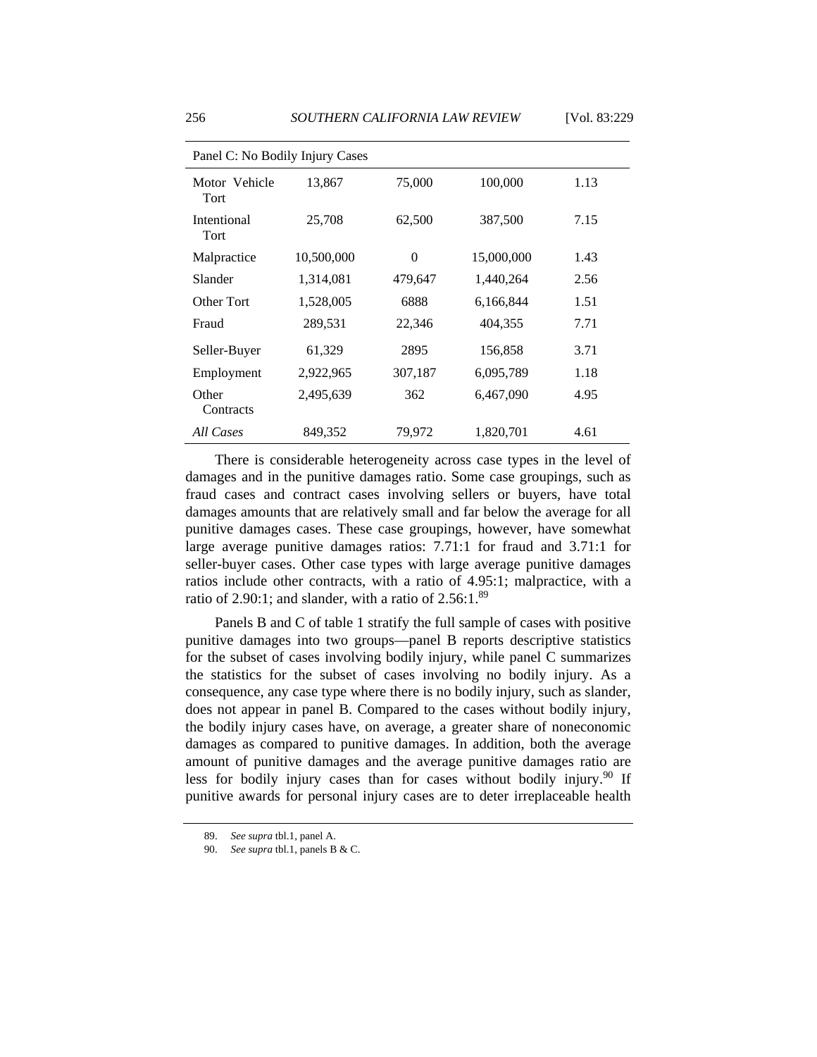| Panel C: No Bodily Injury Cases | | | | |
|---|---|---|---|---|
| Motor Vehicle Tort | 13,867 | 75,000 | 100,000 | 1.13 |
| Intentional Tort | 25,708 | 62,500 | 387,500 | 7.15 |
| Malpractice | 10,500,000 | 0 | 15,000,000 | 1.43 |
| Slander | 1,314,081 | 479,647 | 1,440,264 | 2.56 |
| Other Tort | 1,528,005 | 6888 | 6,166,844 | 1.51 |
| Fraud | 289,531 | 22,346 | 404,355 | 7.71 |
| Seller-Buyer | 61,329 | 2895 | 156,858 | 3.71 |
| Employment | 2,922,965 | 307,187 | 6,095,789 | 1.18 |
| Other Contracts | 2,495,639 | 362 | 6,467,090 | 4.95 |
| *All Cases* | 849,352 | 79,972 | 1,820,701 | 4.61 |

There is considerable heterogeneity across case types in the level of damages and in the punitive damages ratio. Some case groupings, such as fraud cases and contract cases involving sellers or buyers, have total damages amounts that are relatively small and far below the average for all punitive damages cases. These case groupings, however, have somewhat large average punitive damages ratios: 7.71:1 for fraud and 3.71:1 for seller-buyer cases. Other case types with large average punitive damages ratios include other contracts, with a ratio of 4.95:1; malpractice, with a ratio of 2.90:1; and slander, with a ratio of 2.56:1.[89]

Panels B and C of table 1 stratify the full sample of cases with positive punitive damages into two groups—panel B reports descriptive statistics for the subset of cases involving bodily injury, while panel C summarizes the statistics for the subset of cases involving no bodily injury. As a consequence, any case type where there is no bodily injury, such as slander, does not appear in panel B. Compared to the cases without bodily injury, the bodily injury cases have, on average, a greater share of noneconomic damages as compared to punitive damages. In addition, both the average amount of punitive damages and the average punitive damages ratio are less for bodily injury cases than for cases without bodily injury.[90] If punitive awards for personal injury cases are to deter irreplaceable health

89. *See supra* tbl.1, panel A.

90. *See supra* tbl.1, panels B & C.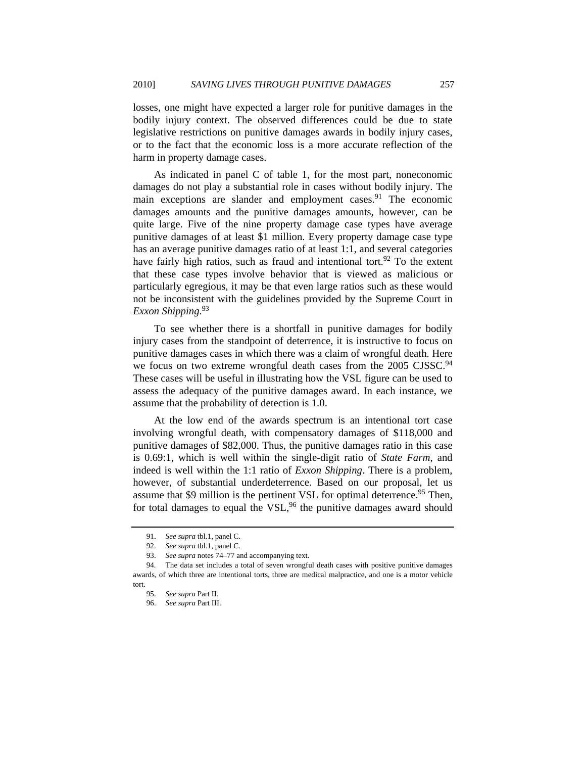losses, one might have expected a larger role for punitive damages in the bodily injury context. The observed differences could be due to state legislative restrictions on punitive damages awards in bodily injury cases, or to the fact that the economic loss is a more accurate reflection of the harm in property damage cases.

As indicated in panel C of table 1, for the most part, noneconomic damages do not play a substantial role in cases without bodily injury. The main exceptions are slander and employment cases.[91] The economic damages amounts and the punitive damages amounts, however, can be quite large. Five of the nine property damage case types have average punitive damages of at least $1 million. Every property damage case type has an average punitive damages ratio of at least 1:1, and several categories have fairly high ratios, such as fraud and intentional tort.[92] To the extent that these case types involve behavior that is viewed as malicious or particularly egregious, it may be that even large ratios such as these would not be inconsistent with the guidelines provided by the Supreme Court in *Exxon Shipping*.[93]

To see whether there is a shortfall in punitive damages for bodily injury cases from the standpoint of deterrence, it is instructive to focus on punitive damages cases in which there was a claim of wrongful death. Here we focus on two extreme wrongful death cases from the 2005 CJSSC.[94] These cases will be useful in illustrating how the VSL figure can be used to assess the adequacy of the punitive damages award. In each instance, we assume that the probability of detection is 1.0.

At the low end of the awards spectrum is an intentional tort case involving wrongful death, with compensatory damages of $118,000 and punitive damages of $82,000. Thus, the punitive damages ratio in this case is 0.69:1, which is well within the single-digit ratio of *State Farm*, and indeed is well within the 1:1 ratio of *Exxon Shipping*. There is a problem, however, of substantial underdeterrence. Based on our proposal, let us assume that $9 million is the pertinent VSL for optimal deterrence.[95] Then, for total damages to equal the VSL,[96] the punitive damages award should

---

91. *See supra* tbl.1, panel C.

92. *See supra* tbl.1, panel C.

93. *See supra* notes 74–77 and accompanying text.

94. The data set includes a total of seven wrongful death cases with positive punitive damages awards, of which three are intentional torts, three are medical malpractice, and one is a motor vehicle tort.

95. *See supra* Part II.

96. *See supra* Part III.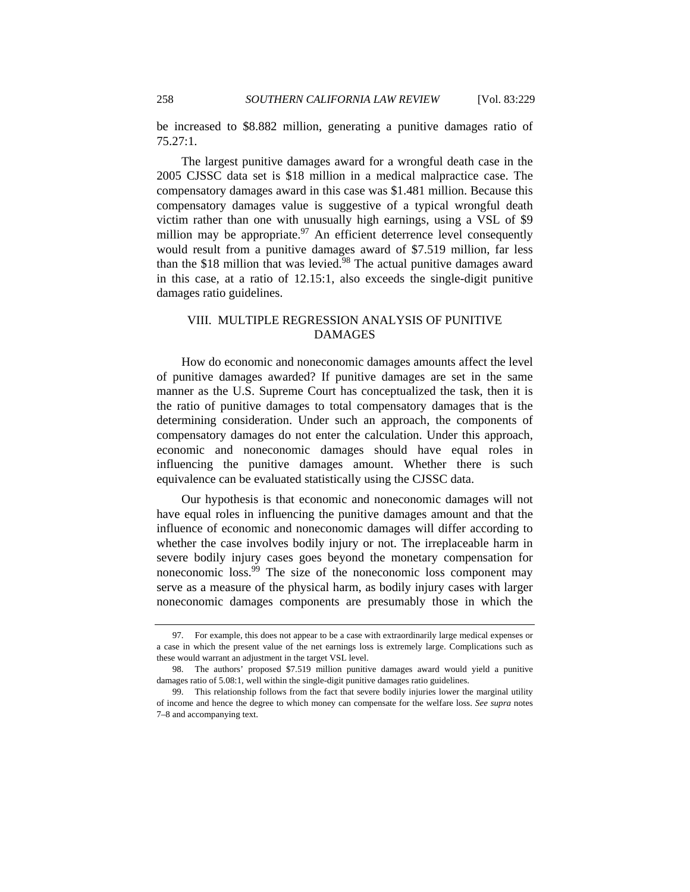be increased to \$8.882 million, generating a punitive damages ratio of 75.27:1.

The largest punitive damages award for a wrongful death case in the 2005 CJSSC data set is \$18 million in a medical malpractice case. The compensatory damages award in this case was \$1.481 million. Because this compensatory damages value is suggestive of a typical wrongful death victim rather than one with unusually high earnings, using a VSL of \$9 million may be appropriate.[97] An efficient deterrence level consequently would result from a punitive damages award of \$7.519 million, far less than the \$18 million that was levied.[98] The actual punitive damages award in this case, at a ratio of 12.15:1, also exceeds the single-digit punitive damages ratio guidelines.

## VIII. MULTIPLE REGRESSION ANALYSIS OF PUNITIVE DAMAGES

How do economic and noneconomic damages amounts affect the level of punitive damages awarded? If punitive damages are set in the same manner as the U.S. Supreme Court has conceptualized the task, then it is the ratio of punitive damages to total compensatory damages that is the determining consideration. Under such an approach, the components of compensatory damages do not enter the calculation. Under this approach, economic and noneconomic damages should have equal roles in influencing the punitive damages amount. Whether there is such equivalence can be evaluated statistically using the CJSSC data.

Our hypothesis is that economic and noneconomic damages will not have equal roles in influencing the punitive damages amount and that the influence of economic and noneconomic damages will differ according to whether the case involves bodily injury or not. The irreplaceable harm in severe bodily injury cases goes beyond the monetary compensation for noneconomic loss.[99] The size of the noneconomic loss component may serve as a measure of the physical harm, as bodily injury cases with larger noneconomic damages components are presumably those in which the

---

97. For example, this does not appear to be a case with extraordinarily large medical expenses or a case in which the present value of the net earnings loss is extremely large. Complications such as these would warrant an adjustment in the target VSL level.

98. The authors' proposed \$7.519 million punitive damages award would yield a punitive damages ratio of 5.08:1, well within the single-digit punitive damages ratio guidelines.

99. This relationship follows from the fact that severe bodily injuries lower the marginal utility of income and hence the degree to which money can compensate for the welfare loss. *See supra* notes 7–8 and accompanying text.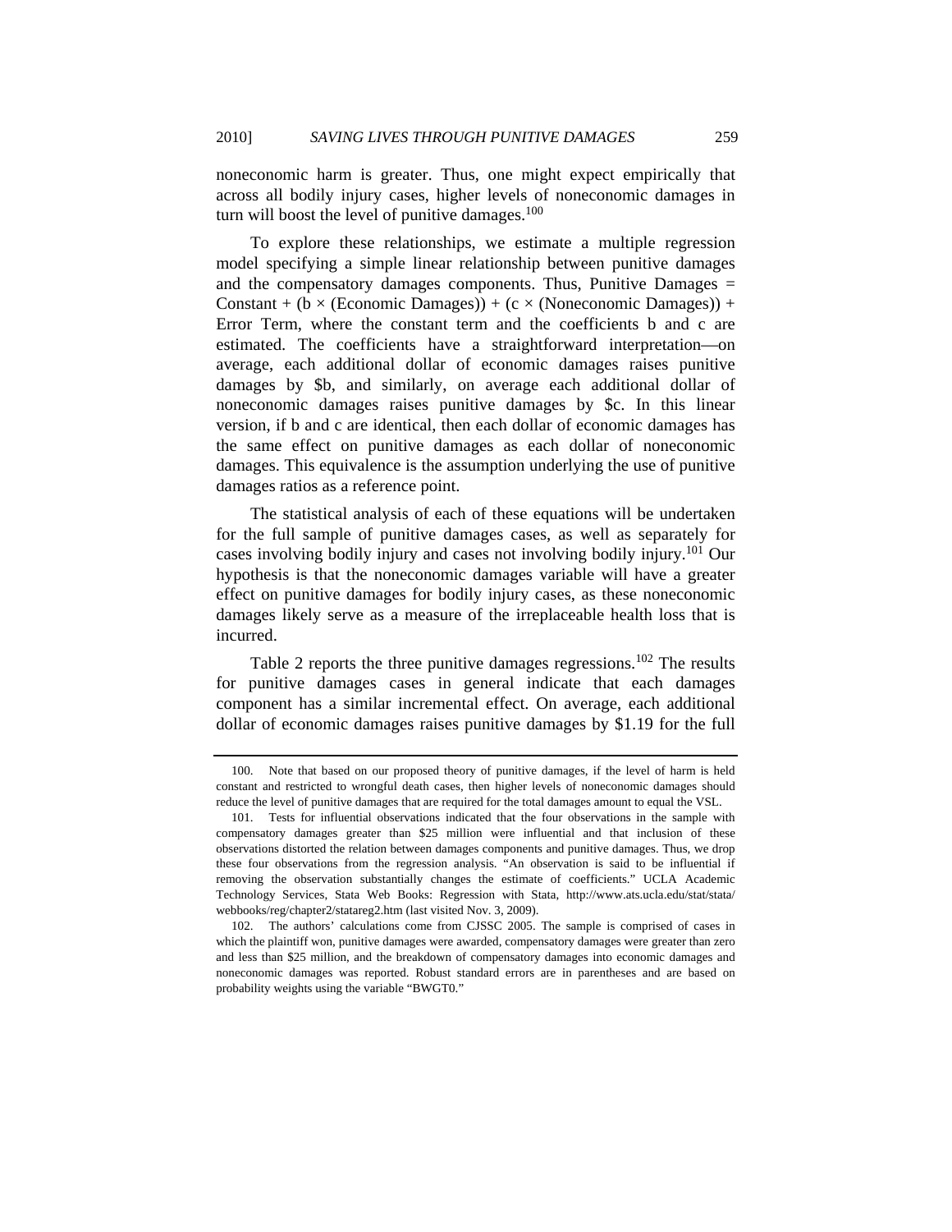noneconomic harm is greater. Thus, one might expect empirically that across all bodily injury cases, higher levels of noneconomic damages in turn will boost the level of punitive damages.[100]

To explore these relationships, we estimate a multiple regression model specifying a simple linear relationship between punitive damages and the compensatory damages components. Thus, Punitive Damages = Constant + (b × (Economic Damages)) + (c × (Noneconomic Damages)) + Error Term, where the constant term and the coefficients b and c are estimated. The coefficients have a straightforward interpretation—on average, each additional dollar of economic damages raises punitive damages by $b, and similarly, on average each additional dollar of noneconomic damages raises punitive damages by $c. In this linear version, if b and c are identical, then each dollar of economic damages has the same effect on punitive damages as each dollar of noneconomic damages. This equivalence is the assumption underlying the use of punitive damages ratios as a reference point.

The statistical analysis of each of these equations will be undertaken for the full sample of punitive damages cases, as well as separately for cases involving bodily injury and cases not involving bodily injury.[101] Our hypothesis is that the noneconomic damages variable will have a greater effect on punitive damages for bodily injury cases, as these noneconomic damages likely serve as a measure of the irreplaceable health loss that is incurred.

Table 2 reports the three punitive damages regressions.[102] The results for punitive damages cases in general indicate that each damages component has a similar incremental effect. On average, each additional dollar of economic damages raises punitive damages by $1.19 for the full

---

100. Note that based on our proposed theory of punitive damages, if the level of harm is held constant and restricted to wrongful death cases, then higher levels of noneconomic damages should reduce the level of punitive damages that are required for the total damages amount to equal the VSL.

101. Tests for influential observations indicated that the four observations in the sample with compensatory damages greater than $25 million were influential and that inclusion of these observations distorted the relation between damages components and punitive damages. Thus, we drop these four observations from the regression analysis. "An observation is said to be influential if removing the observation substantially changes the estimate of coefficients." UCLA Academic Technology Services, Stata Web Books: Regression with Stata, http://www.ats.ucla.edu/stat/stata/webbooks/reg/chapter2/statareg2.htm (last visited Nov. 3, 2009).

102. The authors' calculations come from CJSSC 2005. The sample is comprised of cases in which the plaintiff won, punitive damages were awarded, compensatory damages were greater than zero and less than $25 million, and the breakdown of compensatory damages into economic damages and noneconomic damages was reported. Robust standard errors are in parentheses and are based on probability weights using the variable "BWGT0."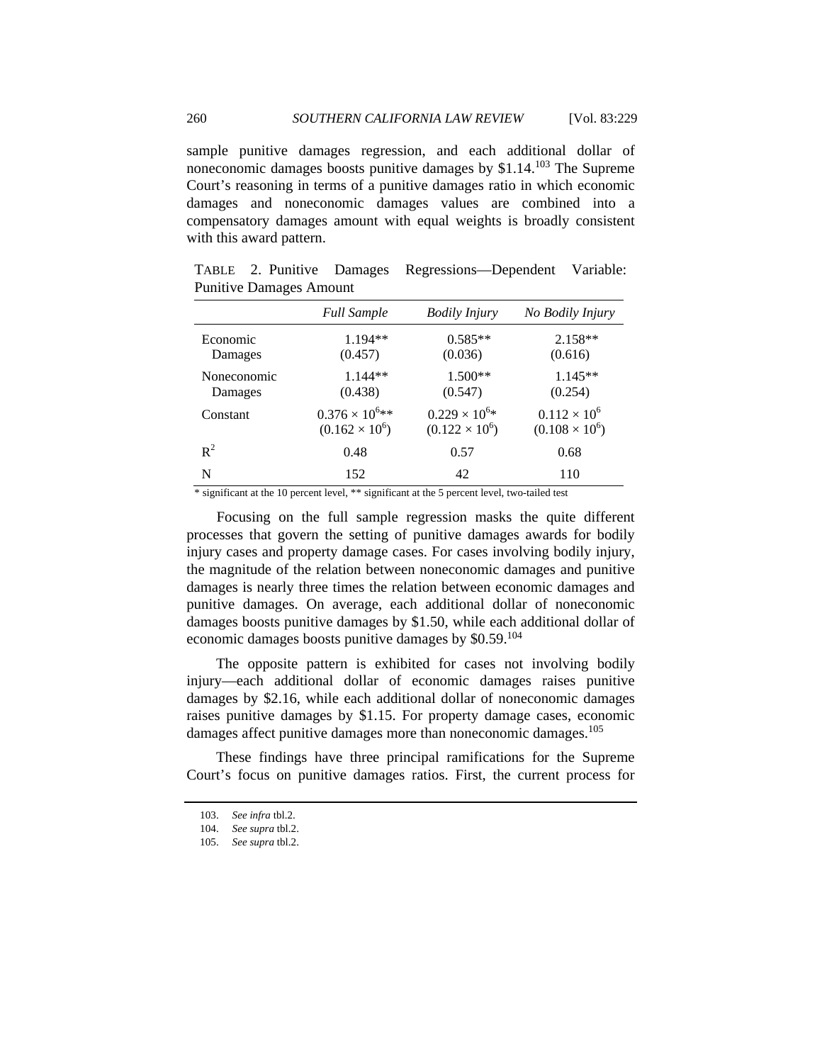sample punitive damages regression, and each additional dollar of noneconomic damages boosts punitive damages by \$1.14.[103] The Supreme Court's reasoning in terms of a punitive damages ratio in which economic damages and noneconomic damages values are combined into a compensatory damages amount with equal weights is broadly consistent with this award pattern.

TABLE 2. Punitive Damages Regressions—Dependent Variable: Punitive Damages Amount

| | *Full Sample* | *Bodily Injury* | *No Bodily Injury* |
|---|---|---|---|
| Economic Damages | 1.194** (0.457) | 0.585** (0.036) | 2.158** (0.616) |
| Noneconomic Damages | 1.144** (0.438) | 1.500** (0.547) | 1.145** (0.254) |
| Constant | $0.376 \times 10^6$** ($0.162 \times 10^6$) | $0.229 \times 10^6$* ($0.122 \times 10^6$) | $0.112 \times 10^6$ ($0.108 \times 10^6$) |
| $R^2$ | 0.48 | 0.57 | 0.68 |
| N | 152 | 42 | 110 |

* significant at the 10 percent level, ** significant at the 5 percent level, two-tailed test

Focusing on the full sample regression masks the quite different processes that govern the setting of punitive damages awards for bodily injury cases and property damage cases. For cases involving bodily injury, the magnitude of the relation between noneconomic damages and punitive damages is nearly three times the relation between economic damages and punitive damages. On average, each additional dollar of noneconomic damages boosts punitive damages by \$1.50, while each additional dollar of economic damages boosts punitive damages by \$0.59.[104]

The opposite pattern is exhibited for cases not involving bodily injury—each additional dollar of economic damages raises punitive damages by \$2.16, while each additional dollar of noneconomic damages raises punitive damages by \$1.15. For property damage cases, economic damages affect punitive damages more than noneconomic damages.[105]

These findings have three principal ramifications for the Supreme Court's focus on punitive damages ratios. First, the current process for

103. *See infra* tbl.2.

104. *See supra* tbl.2.

105. *See supra* tbl.2.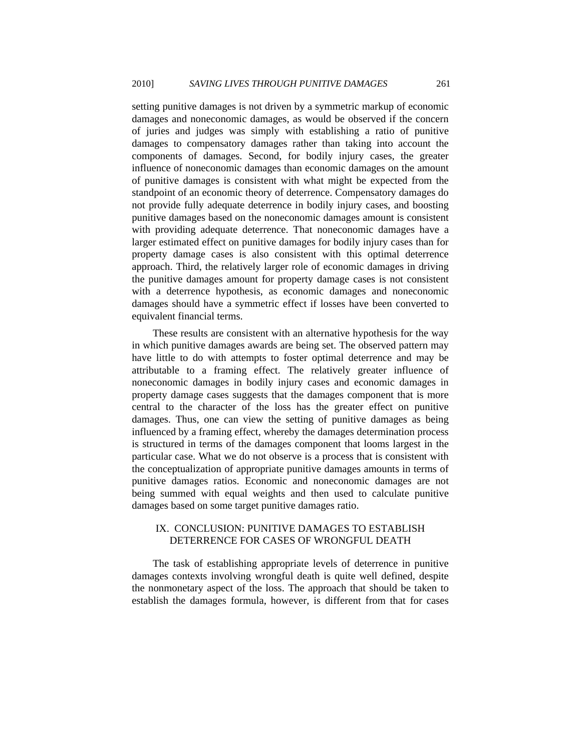setting punitive damages is not driven by a symmetric markup of economic damages and noneconomic damages, as would be observed if the concern of juries and judges was simply with establishing a ratio of punitive damages to compensatory damages rather than taking into account the components of damages. Second, for bodily injury cases, the greater influence of noneconomic damages than economic damages on the amount of punitive damages is consistent with what might be expected from the standpoint of an economic theory of deterrence. Compensatory damages do not provide fully adequate deterrence in bodily injury cases, and boosting punitive damages based on the noneconomic damages amount is consistent with providing adequate deterrence. That noneconomic damages have a larger estimated effect on punitive damages for bodily injury cases than for property damage cases is also consistent with this optimal deterrence approach. Third, the relatively larger role of economic damages in driving the punitive damages amount for property damage cases is not consistent with a deterrence hypothesis, as economic damages and noneconomic damages should have a symmetric effect if losses have been converted to equivalent financial terms.

These results are consistent with an alternative hypothesis for the way in which punitive damages awards are being set. The observed pattern may have little to do with attempts to foster optimal deterrence and may be attributable to a framing effect. The relatively greater influence of noneconomic damages in bodily injury cases and economic damages in property damage cases suggests that the damages component that is more central to the character of the loss has the greater effect on punitive damages. Thus, one can view the setting of punitive damages as being influenced by a framing effect, whereby the damages determination process is structured in terms of the damages component that looms largest in the particular case. What we do not observe is a process that is consistent with the conceptualization of appropriate punitive damages amounts in terms of punitive damages ratios. Economic and noneconomic damages are not being summed with equal weights and then used to calculate punitive damages based on some target punitive damages ratio.

## IX. CONCLUSION: PUNITIVE DAMAGES TO ESTABLISH DETERRENCE FOR CASES OF WRONGFUL DEATH

The task of establishing appropriate levels of deterrence in punitive damages contexts involving wrongful death is quite well defined, despite the nonmonetary aspect of the loss. The approach that should be taken to establish the damages formula, however, is different from that for cases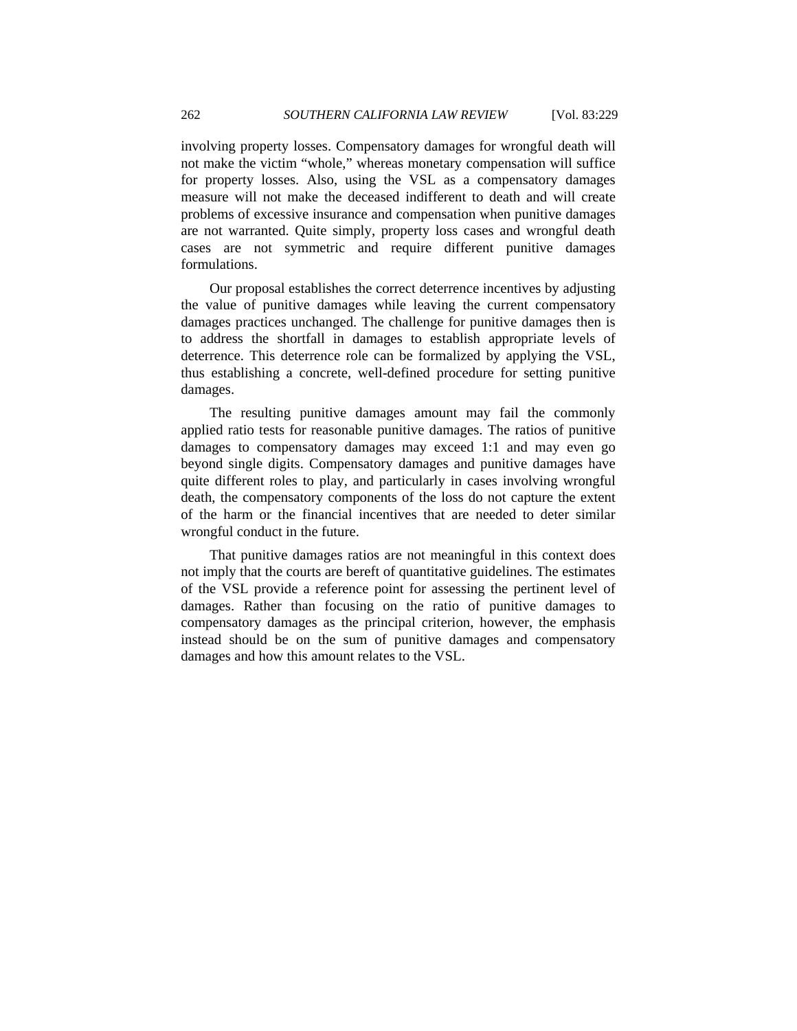involving property losses. Compensatory damages for wrongful death will not make the victim "whole," whereas monetary compensation will suffice for property losses. Also, using the VSL as a compensatory damages measure will not make the deceased indifferent to death and will create problems of excessive insurance and compensation when punitive damages are not warranted. Quite simply, property loss cases and wrongful death cases are not symmetric and require different punitive damages formulations.

Our proposal establishes the correct deterrence incentives by adjusting the value of punitive damages while leaving the current compensatory damages practices unchanged. The challenge for punitive damages then is to address the shortfall in damages to establish appropriate levels of deterrence. This deterrence role can be formalized by applying the VSL, thus establishing a concrete, well-defined procedure for setting punitive damages.

The resulting punitive damages amount may fail the commonly applied ratio tests for reasonable punitive damages. The ratios of punitive damages to compensatory damages may exceed 1:1 and may even go beyond single digits. Compensatory damages and punitive damages have quite different roles to play, and particularly in cases involving wrongful death, the compensatory components of the loss do not capture the extent of the harm or the financial incentives that are needed to deter similar wrongful conduct in the future.

That punitive damages ratios are not meaningful in this context does not imply that the courts are bereft of quantitative guidelines. The estimates of the VSL provide a reference point for assessing the pertinent level of damages. Rather than focusing on the ratio of punitive damages to compensatory damages as the principal criterion, however, the emphasis instead should be on the sum of punitive damages and compensatory damages and how this amount relates to the VSL.